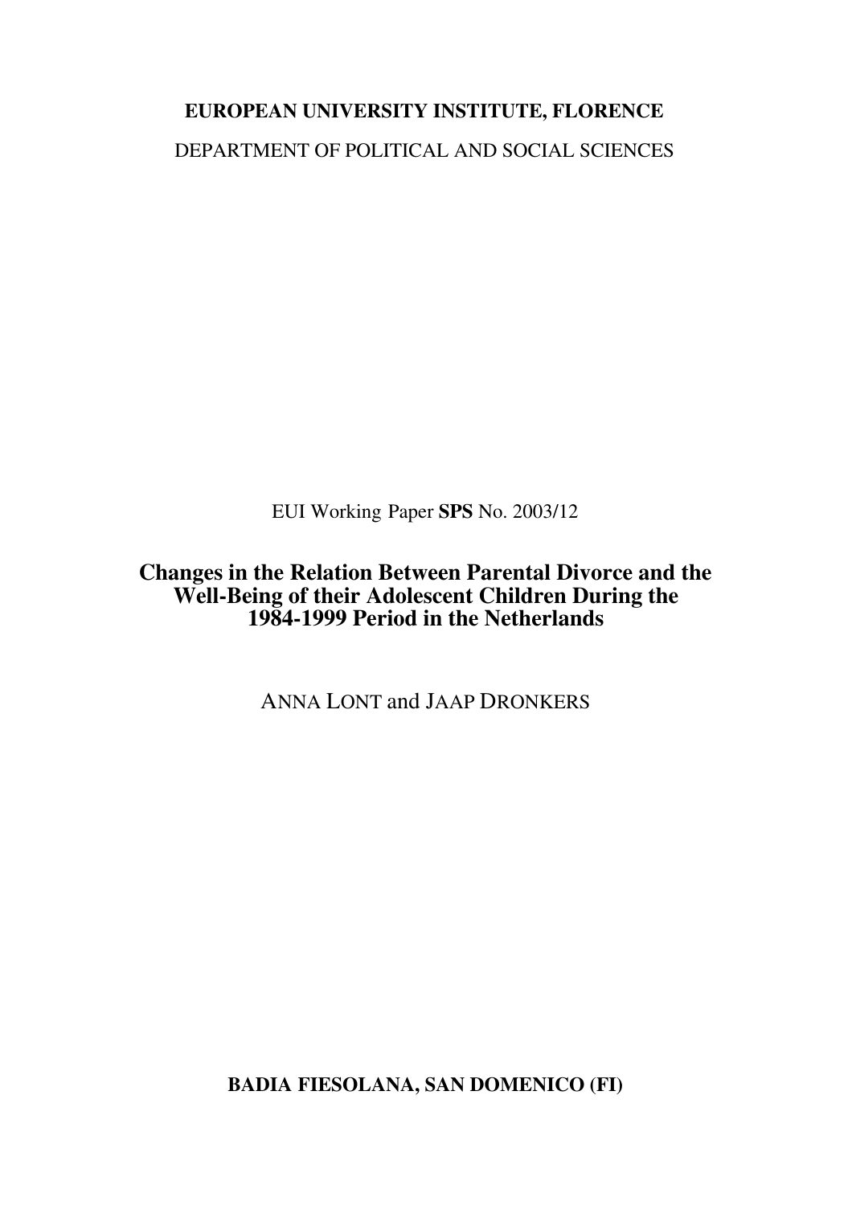**EUROPEAN UNIVERSITY INSTITUTE, FLORENCE**

DEPARTMENT OF POLITICAL AND SOCIAL SCIENCES

EUI Working Paper **SPS** No. 2003/12

# Changes in the Relation Between Parental Divorce and the Well-Being of their Adolescent Children During the 1984-1999 Period in the Netherlands

ANNA LONT and JAAP DRONKERS

**BADIA FIESOLANA, SAN DOMENICO (FI)**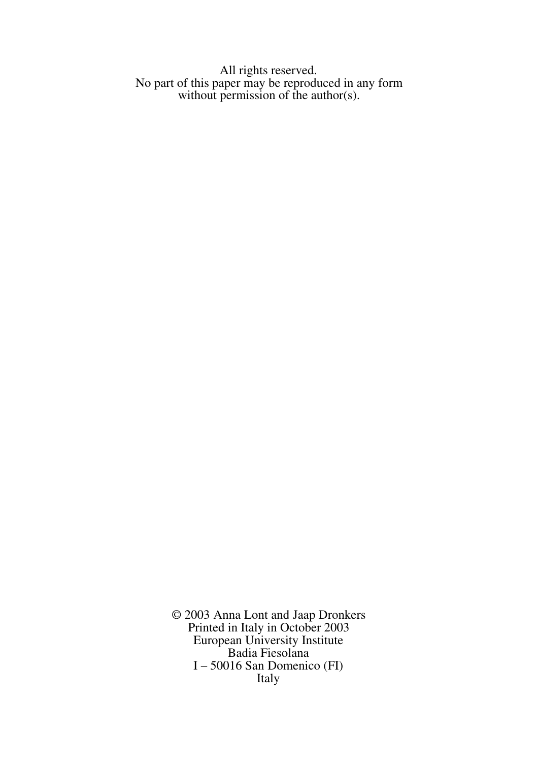All rights reserved.
No part of this paper may be reproduced in any form
without permission of the author(s).

© 2003 Anna Lont and Jaap Dronkers
Printed in Italy in October 2003
European University Institute
Badia Fiesolana
I – 50016 San Domenico (FI)
Italy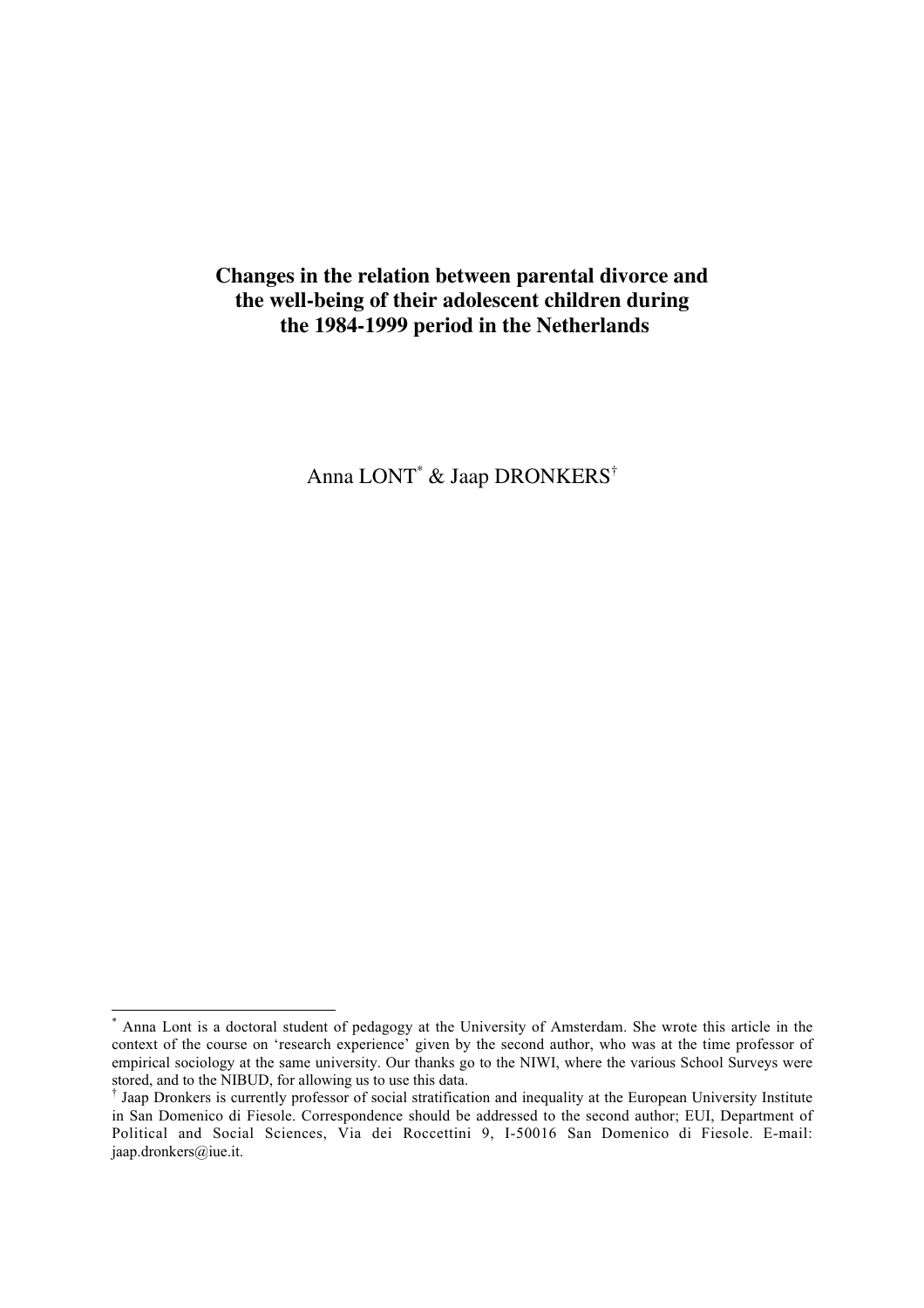**Changes in the relation between parental divorce and the well-being of their adolescent children during the 1984-1999 period in the Netherlands**

Anna LONT[*] & Jaap DRONKERS[†]

---

[*] Anna Lont is a doctoral student of pedagogy at the University of Amsterdam. She wrote this article in the context of the course on 'research experience' given by the second author, who was at the time professor of empirical sociology at the same university. Our thanks go to the NIWI, where the various School Surveys were stored, and to the NIBUD, for allowing us to use this data.

[†] Jaap Dronkers is currently professor of social stratification and inequality at the European University Institute in San Domenico di Fiesole. Correspondence should be addressed to the second author; EUI, Department of Political and Social Sciences, Via dei Roccettini 9, I-50016 San Domenico di Fiesole. E-mail: jaap.dronkers@iue.it.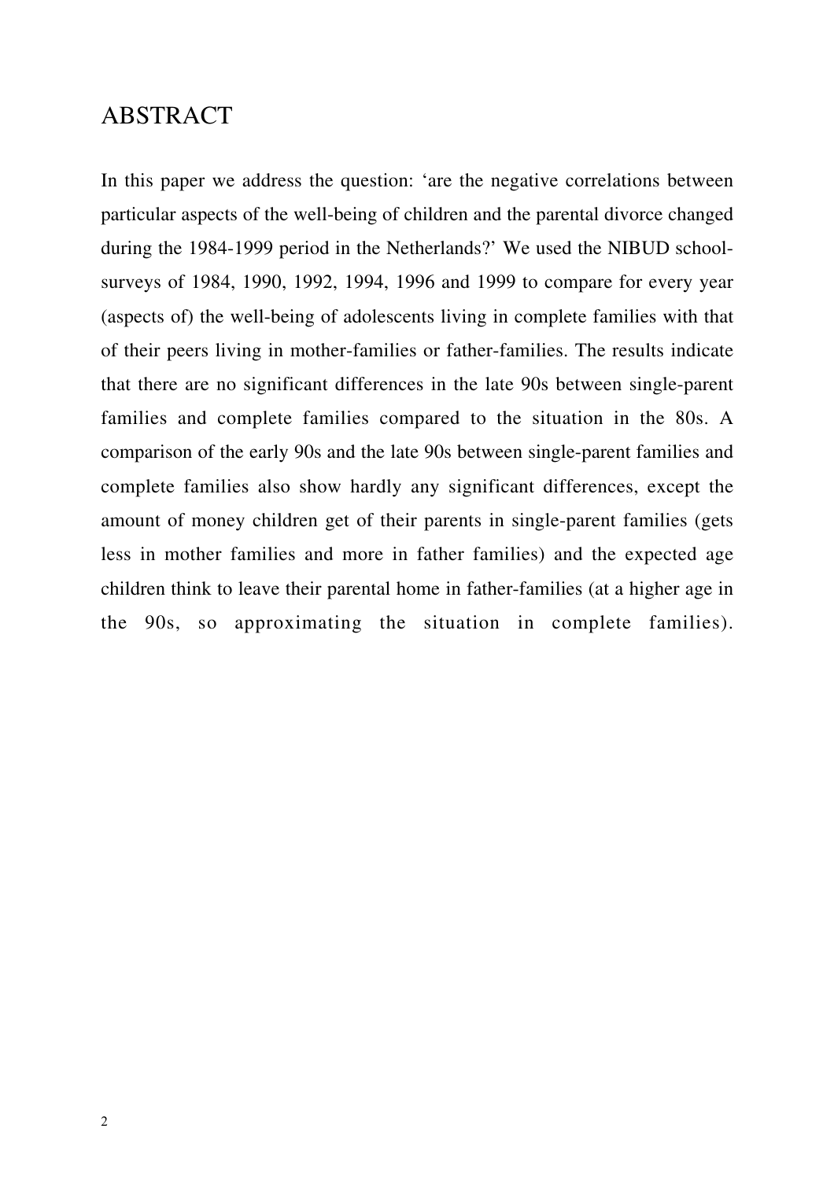## ABSTRACT

In this paper we address the question: 'are the negative correlations between particular aspects of the well-being of children and the parental divorce changed during the 1984-1999 period in the Netherlands?' We used the NIBUD school-surveys of 1984, 1990, 1992, 1994, 1996 and 1999 to compare for every year (aspects of) the well-being of adolescents living in complete families with that of their peers living in mother-families or father-families. The results indicate that there are no significant differences in the late 90s between single-parent families and complete families compared to the situation in the 80s. A comparison of the early 90s and the late 90s between single-parent families and complete families also show hardly any significant differences, except the amount of money children get of their parents in single-parent families (gets less in mother families and more in father families) and the expected age children think to leave their parental home in father-families (at a higher age in the 90s, so approximating the situation in complete families).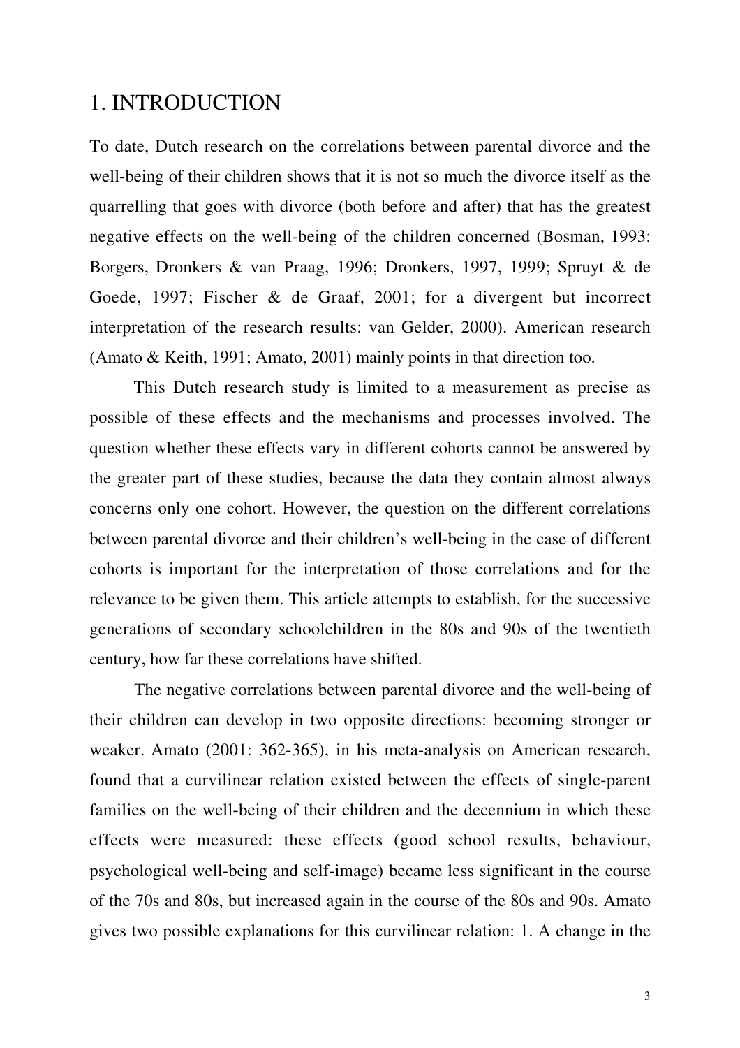# 1. INTRODUCTION

To date, Dutch research on the correlations between parental divorce and the well-being of their children shows that it is not so much the divorce itself as the quarrelling that goes with divorce (both before and after) that has the greatest negative effects on the well-being of the children concerned (Bosman, 1993: Borgers, Dronkers & van Praag, 1996; Dronkers, 1997, 1999; Spruyt & de Goede, 1997; Fischer & de Graaf, 2001; for a divergent but incorrect interpretation of the research results: van Gelder, 2000). American research (Amato & Keith, 1991; Amato, 2001) mainly points in that direction too.

This Dutch research study is limited to a measurement as precise as possible of these effects and the mechanisms and processes involved. The question whether these effects vary in different cohorts cannot be answered by the greater part of these studies, because the data they contain almost always concerns only one cohort. However, the question on the different correlations between parental divorce and their children's well-being in the case of different cohorts is important for the interpretation of those correlations and for the relevance to be given them. This article attempts to establish, for the successive generations of secondary schoolchildren in the 80s and 90s of the twentieth century, how far these correlations have shifted.

The negative correlations between parental divorce and the well-being of their children can develop in two opposite directions: becoming stronger or weaker. Amato (2001: 362-365), in his meta-analysis on American research, found that a curvilinear relation existed between the effects of single-parent families on the well-being of their children and the decennium in which these effects were measured: these effects (good school results, behaviour, psychological well-being and self-image) became less significant in the course of the 70s and 80s, but increased again in the course of the 80s and 90s. Amato gives two possible explanations for this curvilinear relation: 1. A change in the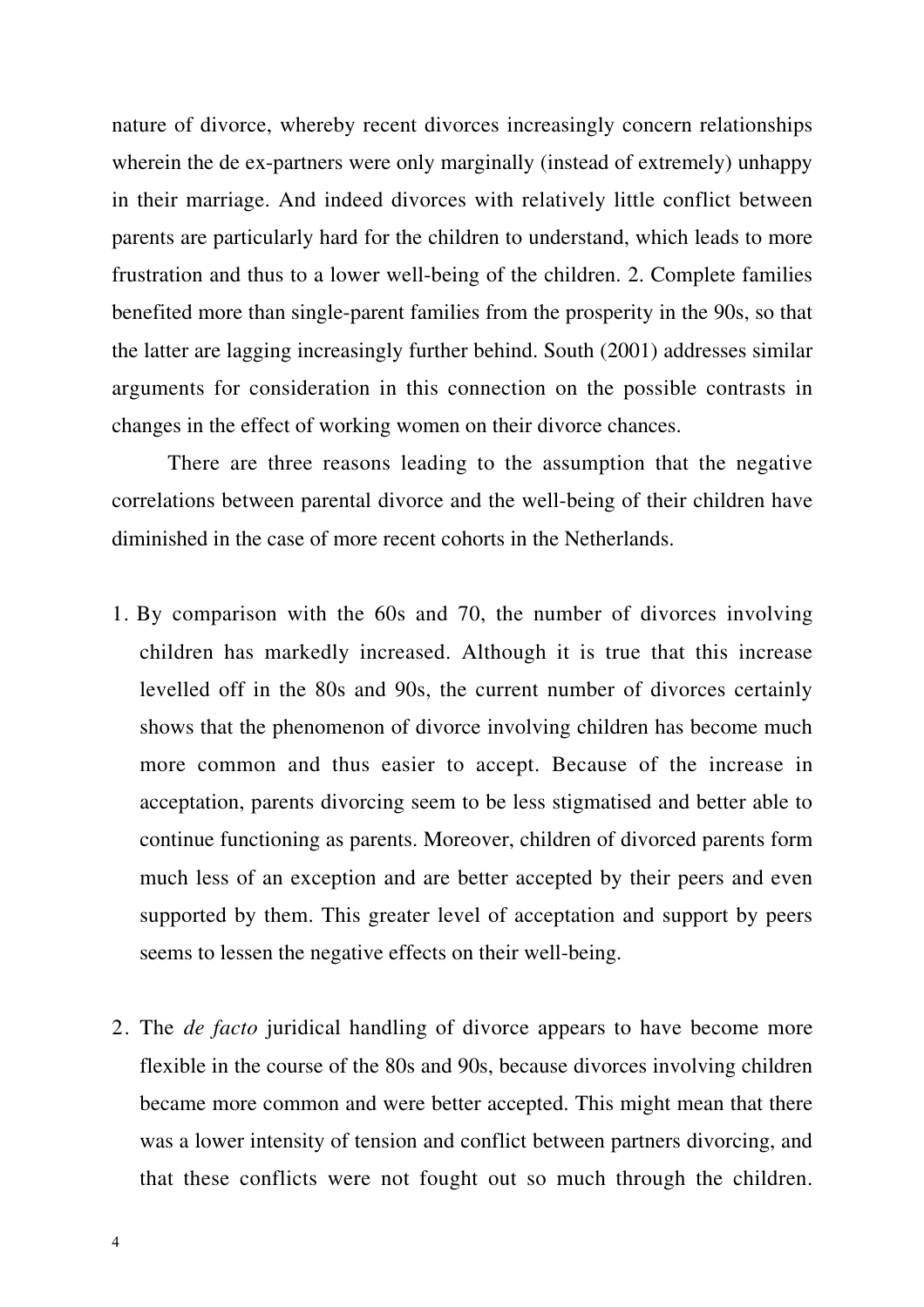nature of divorce, whereby recent divorces increasingly concern relationships wherein the de ex-partners were only marginally (instead of extremely) unhappy in their marriage. And indeed divorces with relatively little conflict between parents are particularly hard for the children to understand, which leads to more frustration and thus to a lower well-being of the children. 2. Complete families benefited more than single-parent families from the prosperity in the 90s, so that the latter are lagging increasingly further behind. South (2001) addresses similar arguments for consideration in this connection on the possible contrasts in changes in the effect of working women on their divorce chances.

There are three reasons leading to the assumption that the negative correlations between parental divorce and the well-being of their children have diminished in the case of more recent cohorts in the Netherlands.

1. By comparison with the 60s and 70, the number of divorces involving children has markedly increased. Although it is true that this increase levelled off in the 80s and 90s, the current number of divorces certainly shows that the phenomenon of divorce involving children has become much more common and thus easier to accept. Because of the increase in acceptation, parents divorcing seem to be less stigmatised and better able to continue functioning as parents. Moreover, children of divorced parents form much less of an exception and are better accepted by their peers and even supported by them. This greater level of acceptation and support by peers seems to lessen the negative effects on their well-being.

2. The *de facto* juridical handling of divorce appears to have become more flexible in the course of the 80s and 90s, because divorces involving children became more common and were better accepted. This might mean that there was a lower intensity of tension and conflict between partners divorcing, and that these conflicts were not fought out so much through the children.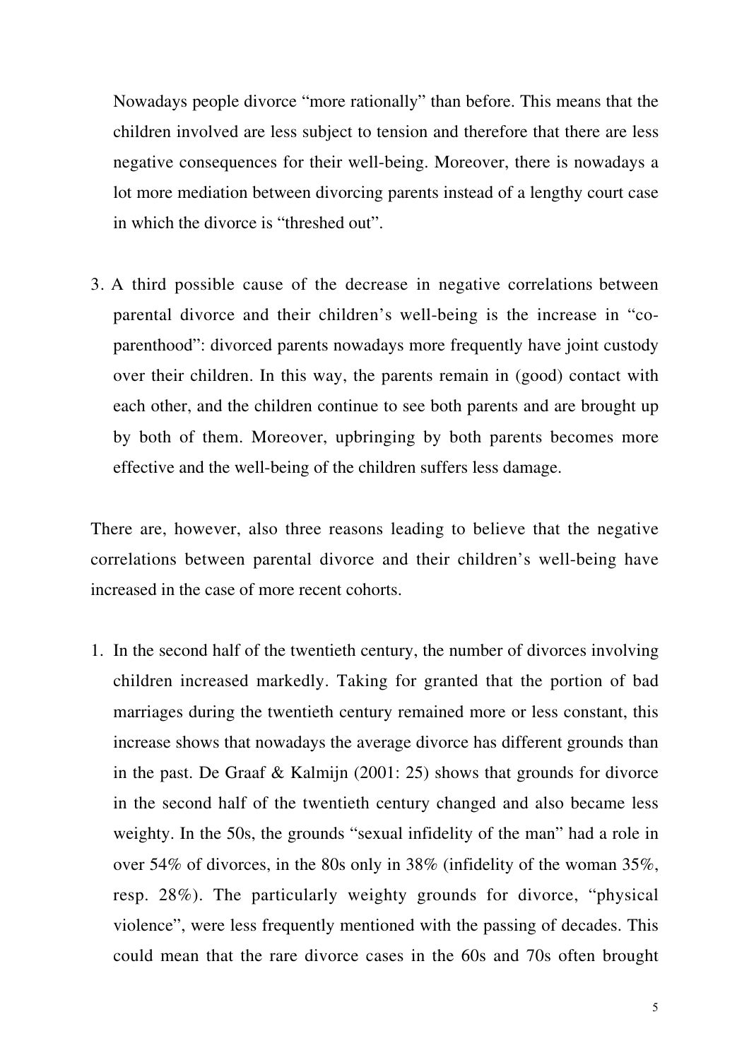Nowadays people divorce "more rationally" than before. This means that the children involved are less subject to tension and therefore that there are less negative consequences for their well-being. Moreover, there is nowadays a lot more mediation between divorcing parents instead of a lengthy court case in which the divorce is "threshed out".

3. A third possible cause of the decrease in negative correlations between parental divorce and their children's well-being is the increase in "co-parenthood": divorced parents nowadays more frequently have joint custody over their children. In this way, the parents remain in (good) contact with each other, and the children continue to see both parents and are brought up by both of them. Moreover, upbringing by both parents becomes more effective and the well-being of the children suffers less damage.

There are, however, also three reasons leading to believe that the negative correlations between parental divorce and their children's well-being have increased in the case of more recent cohorts.

1. In the second half of the twentieth century, the number of divorces involving children increased markedly. Taking for granted that the portion of bad marriages during the twentieth century remained more or less constant, this increase shows that nowadays the average divorce has different grounds than in the past. De Graaf & Kalmijn (2001: 25) shows that grounds for divorce in the second half of the twentieth century changed and also became less weighty. In the 50s, the grounds "sexual infidelity of the man" had a role in over 54% of divorces, in the 80s only in 38% (infidelity of the woman 35%, resp. 28%). The particularly weighty grounds for divorce, "physical violence", were less frequently mentioned with the passing of decades. This could mean that the rare divorce cases in the 60s and 70s often brought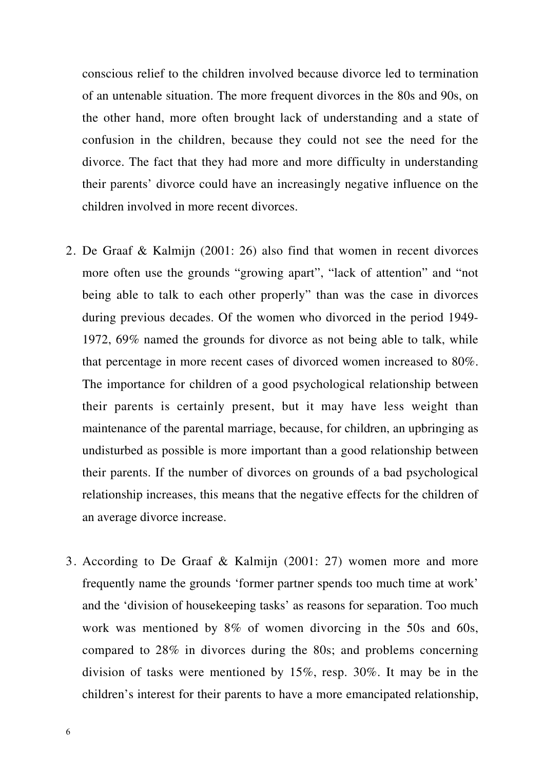conscious relief to the children involved because divorce led to termination of an untenable situation. The more frequent divorces in the 80s and 90s, on the other hand, more often brought lack of understanding and a state of confusion in the children, because they could not see the need for the divorce. The fact that they had more and more difficulty in understanding their parents' divorce could have an increasingly negative influence on the children involved in more recent divorces.

2. De Graaf & Kalmijn (2001: 26) also find that women in recent divorces more often use the grounds "growing apart", "lack of attention" and "not being able to talk to each other properly" than was the case in divorces during previous decades. Of the women who divorced in the period 1949-1972, 69% named the grounds for divorce as not being able to talk, while that percentage in more recent cases of divorced women increased to 80%. The importance for children of a good psychological relationship between their parents is certainly present, but it may have less weight than maintenance of the parental marriage, because, for children, an upbringing as undisturbed as possible is more important than a good relationship between their parents. If the number of divorces on grounds of a bad psychological relationship increases, this means that the negative effects for the children of an average divorce increase.

3. According to De Graaf & Kalmijn (2001: 27) women more and more frequently name the grounds 'former partner spends too much time at work' and the 'division of housekeeping tasks' as reasons for separation. Too much work was mentioned by 8% of women divorcing in the 50s and 60s, compared to 28% in divorces during the 80s; and problems concerning division of tasks were mentioned by 15%, resp. 30%. It may be in the children's interest for their parents to have a more emancipated relationship,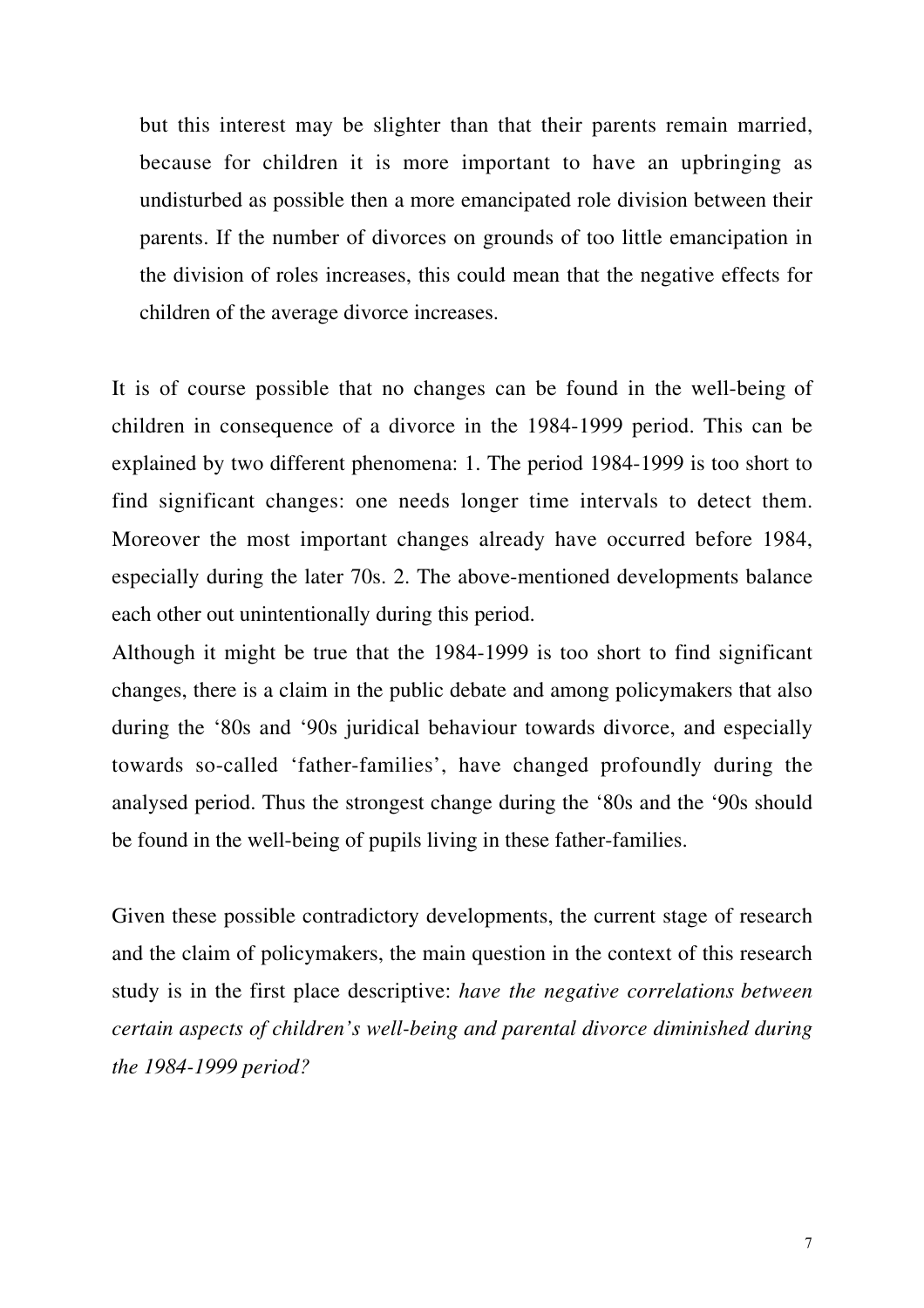but this interest may be slighter than that their parents remain married, because for children it is more important to have an upbringing as undisturbed as possible then a more emancipated role division between their parents. If the number of divorces on grounds of too little emancipation in the division of roles increases, this could mean that the negative effects for children of the average divorce increases.

It is of course possible that no changes can be found in the well-being of children in consequence of a divorce in the 1984-1999 period. This can be explained by two different phenomena: 1. The period 1984-1999 is too short to find significant changes: one needs longer time intervals to detect them. Moreover the most important changes already have occurred before 1984, especially during the later 70s. 2. The above-mentioned developments balance each other out unintentionally during this period.

Although it might be true that the 1984-1999 is too short to find significant changes, there is a claim in the public debate and among policymakers that also during the '80s and '90s juridical behaviour towards divorce, and especially towards so-called 'father-families', have changed profoundly during the analysed period. Thus the strongest change during the '80s and the '90s should be found in the well-being of pupils living in these father-families.

Given these possible contradictory developments, the current stage of research and the claim of policymakers, the main question in the context of this research study is in the first place descriptive: *have the negative correlations between certain aspects of children's well-being and parental divorce diminished during the 1984-1999 period?*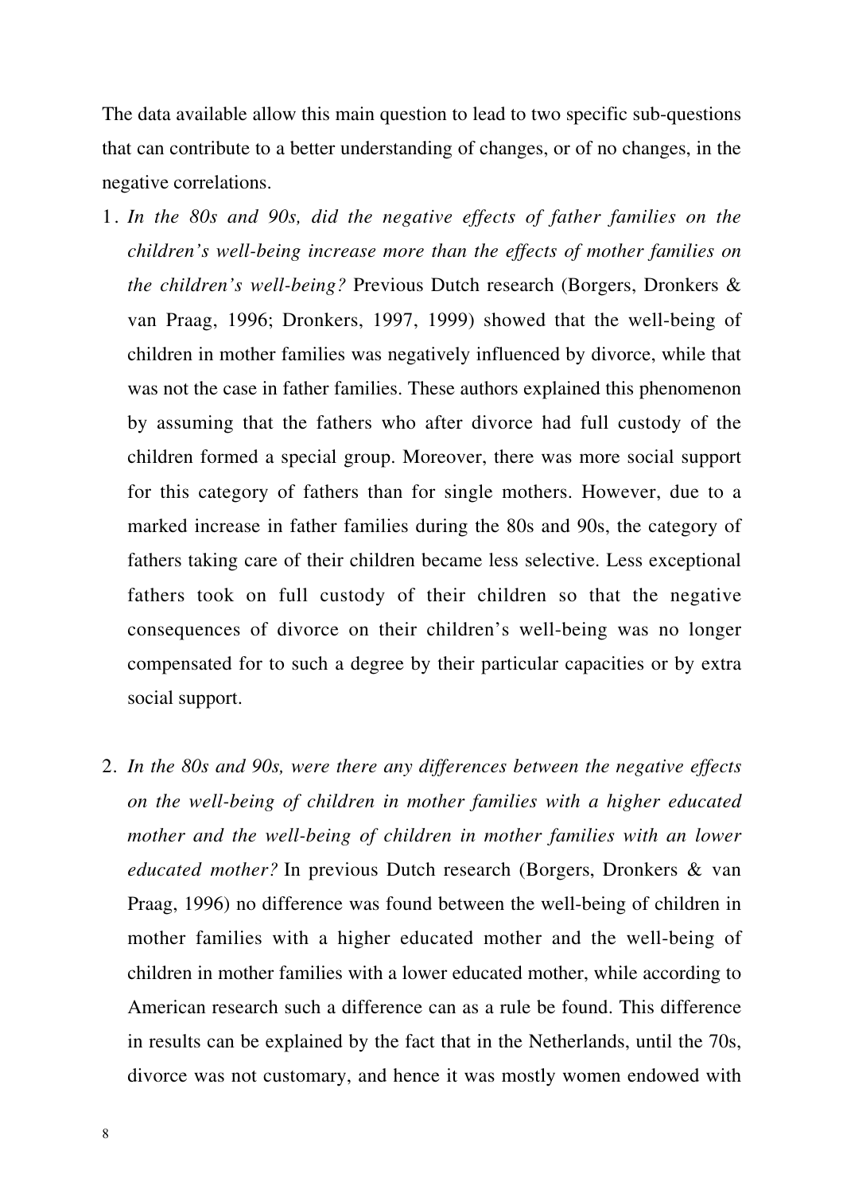The data available allow this main question to lead to two specific sub-questions that can contribute to a better understanding of changes, or of no changes, in the negative correlations.

1. *In the 80s and 90s, did the negative effects of father families on the children's well-being increase more than the effects of mother families on the children's well-being?* Previous Dutch research (Borgers, Dronkers & van Praag, 1996; Dronkers, 1997, 1999) showed that the well-being of children in mother families was negatively influenced by divorce, while that was not the case in father families. These authors explained this phenomenon by assuming that the fathers who after divorce had full custody of the children formed a special group. Moreover, there was more social support for this category of fathers than for single mothers. However, due to a marked increase in father families during the 80s and 90s, the category of fathers taking care of their children became less selective. Less exceptional fathers took on full custody of their children so that the negative consequences of divorce on their children's well-being was no longer compensated for to such a degree by their particular capacities or by extra social support.

2. *In the 80s and 90s, were there any differences between the negative effects on the well-being of children in mother families with a higher educated mother and the well-being of children in mother families with an lower educated mother?* In previous Dutch research (Borgers, Dronkers & van Praag, 1996) no difference was found between the well-being of children in mother families with a higher educated mother and the well-being of children in mother families with a lower educated mother, while according to American research such a difference can as a rule be found. This difference in results can be explained by the fact that in the Netherlands, until the 70s, divorce was not customary, and hence it was mostly women endowed with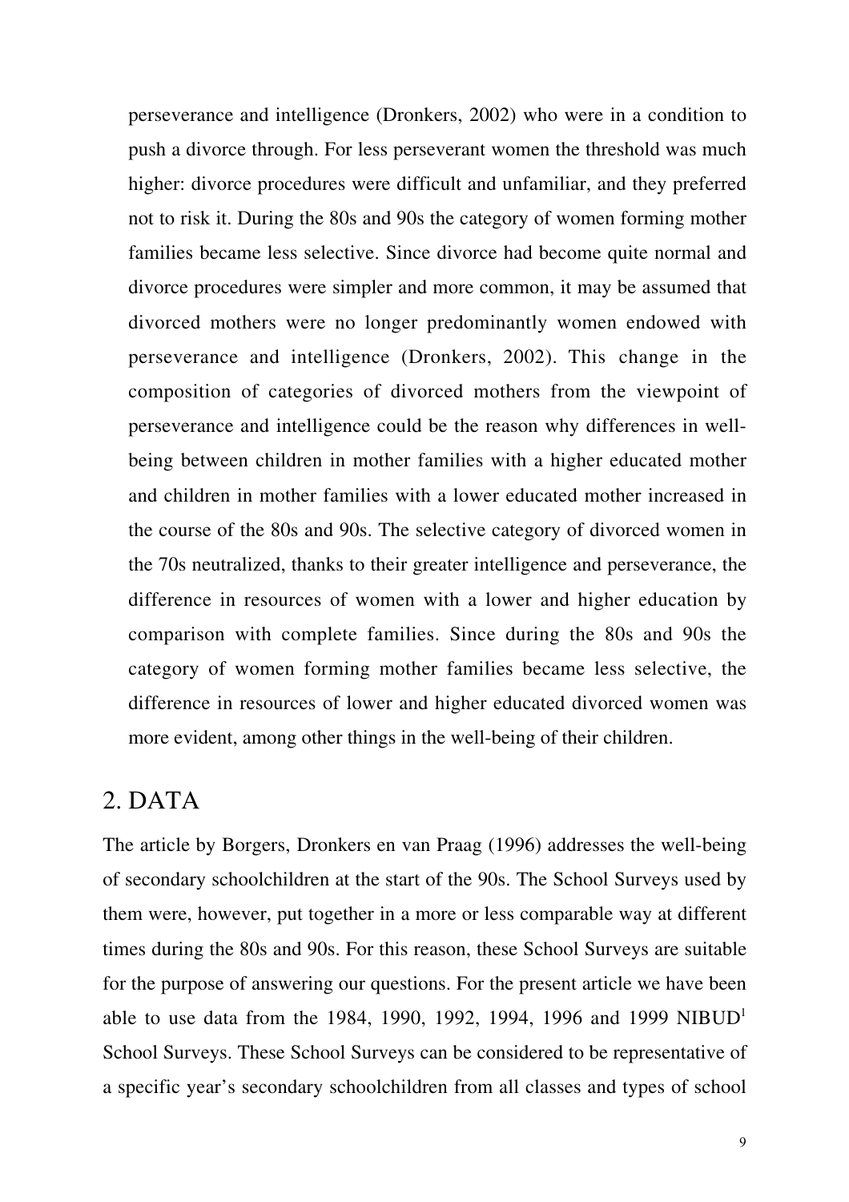perseverance and intelligence (Dronkers, 2002) who were in a condition to push a divorce through. For less perseverant women the threshold was much higher: divorce procedures were difficult and unfamiliar, and they preferred not to risk it. During the 80s and 90s the category of women forming mother families became less selective. Since divorce had become quite normal and divorce procedures were simpler and more common, it may be assumed that divorced mothers were no longer predominantly women endowed with perseverance and intelligence (Dronkers, 2002). This change in the composition of categories of divorced mothers from the viewpoint of perseverance and intelligence could be the reason why differences in well-being between children in mother families with a higher educated mother and children in mother families with a lower educated mother increased in the course of the 80s and 90s. The selective category of divorced women in the 70s neutralized, thanks to their greater intelligence and perseverance, the difference in resources of women with a lower and higher education by comparison with complete families. Since during the 80s and 90s the category of women forming mother families became less selective, the difference in resources of lower and higher educated divorced women was more evident, among other things in the well-being of their children.

## 2. DATA

The article by Borgers, Dronkers en van Praag (1996) addresses the well-being of secondary schoolchildren at the start of the 90s. The School Surveys used by them were, however, put together in a more or less comparable way at different times during the 80s and 90s. For this reason, these School Surveys are suitable for the purpose of answering our questions. For the present article we have been able to use data from the 1984, 1990, 1992, 1994, 1996 and 1999 NIBUD[1] School Surveys. These School Surveys can be considered to be representative of a specific year's secondary schoolchildren from all classes and types of school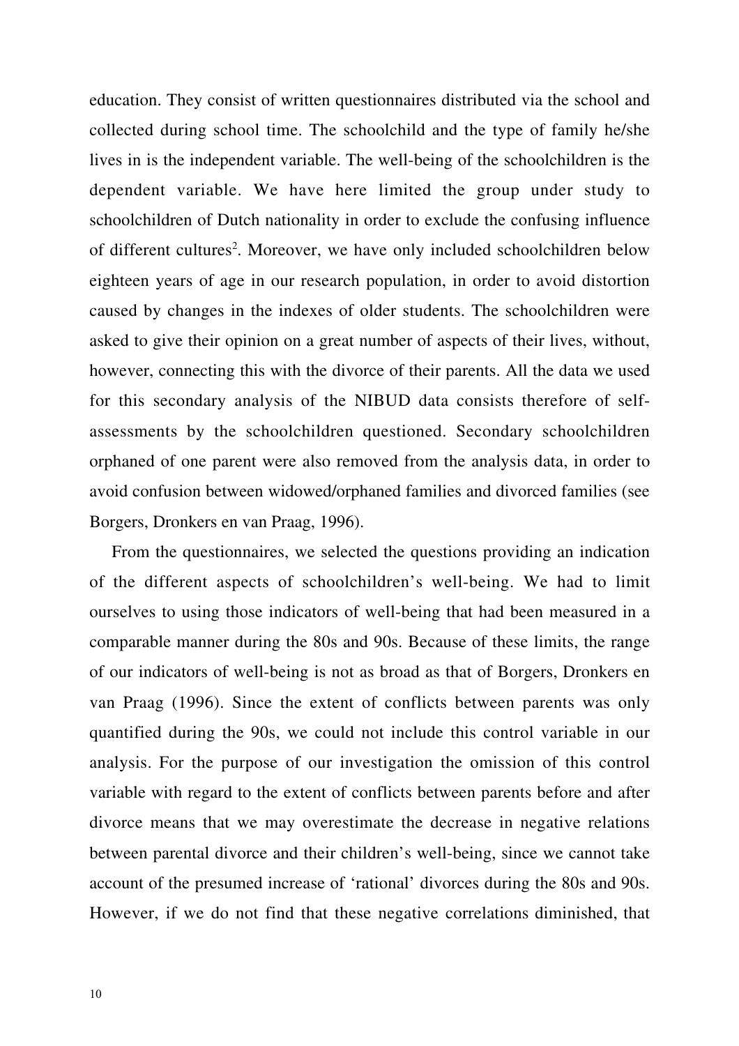education. They consist of written questionnaires distributed via the school and collected during school time. The schoolchild and the type of family he/she lives in is the independent variable. The well-being of the schoolchildren is the dependent variable. We have here limited the group under study to schoolchildren of Dutch nationality in order to exclude the confusing influence of different cultures[2]. Moreover, we have only included schoolchildren below eighteen years of age in our research population, in order to avoid distortion caused by changes in the indexes of older students. The schoolchildren were asked to give their opinion on a great number of aspects of their lives, without, however, connecting this with the divorce of their parents. All the data we used for this secondary analysis of the NIBUD data consists therefore of self-assessments by the schoolchildren questioned. Secondary schoolchildren orphaned of one parent were also removed from the analysis data, in order to avoid confusion between widowed/orphaned families and divorced families (see Borgers, Dronkers en van Praag, 1996).

From the questionnaires, we selected the questions providing an indication of the different aspects of schoolchildren's well-being. We had to limit ourselves to using those indicators of well-being that had been measured in a comparable manner during the 80s and 90s. Because of these limits, the range of our indicators of well-being is not as broad as that of Borgers, Dronkers en van Praag (1996). Since the extent of conflicts between parents was only quantified during the 90s, we could not include this control variable in our analysis. For the purpose of our investigation the omission of this control variable with regard to the extent of conflicts between parents before and after divorce means that we may overestimate the decrease in negative relations between parental divorce and their children's well-being, since we cannot take account of the presumed increase of 'rational' divorces during the 80s and 90s. However, if we do not find that these negative correlations diminished, that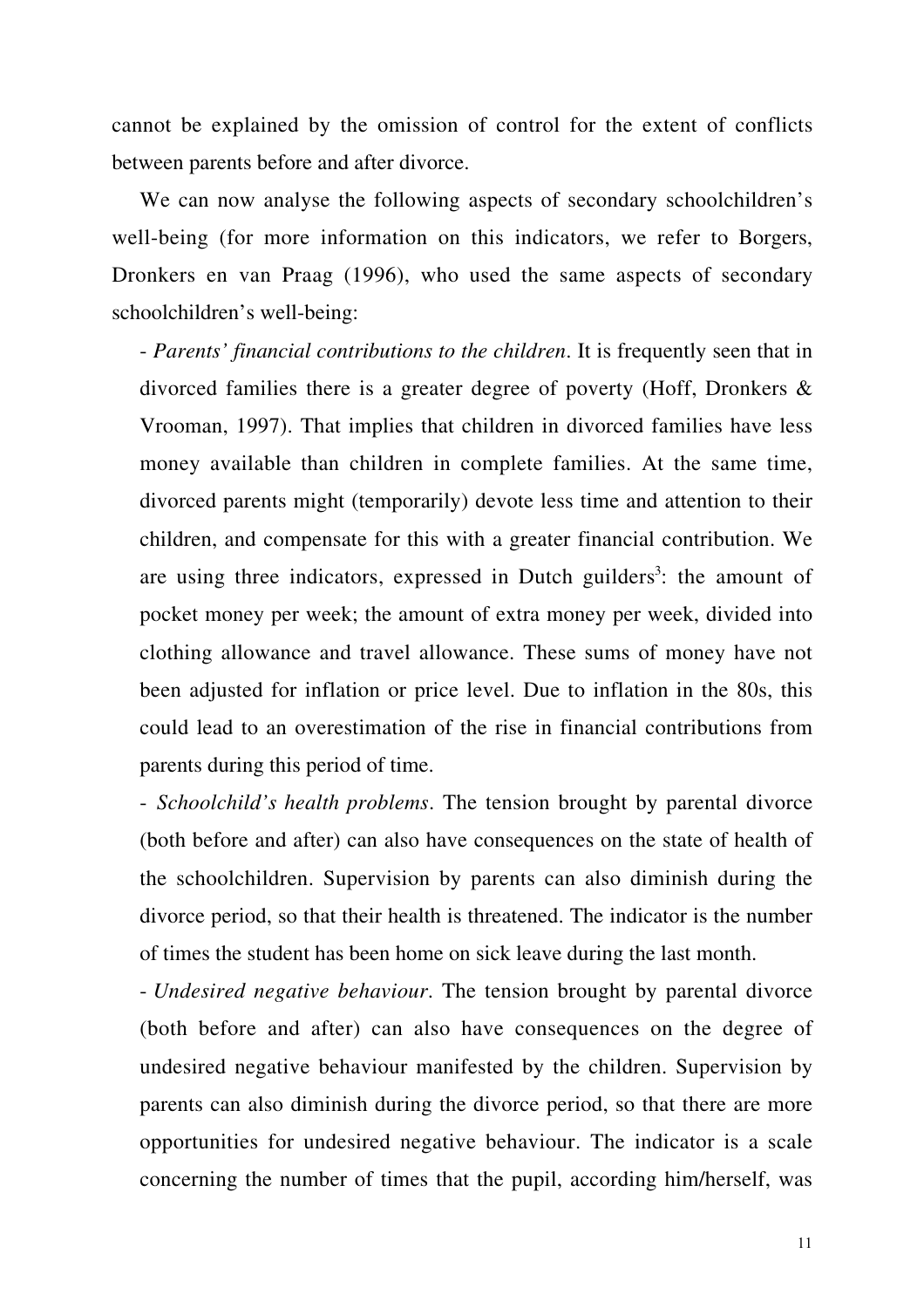cannot be explained by the omission of control for the extent of conflicts between parents before and after divorce.

We can now analyse the following aspects of secondary schoolchildren's well-being (for more information on this indicators, we refer to Borgers, Dronkers en van Praag (1996), who used the same aspects of secondary schoolchildren's well-being:

- *Parents' financial contributions to the children*. It is frequently seen that in divorced families there is a greater degree of poverty (Hoff, Dronkers & Vrooman, 1997). That implies that children in divorced families have less money available than children in complete families. At the same time, divorced parents might (temporarily) devote less time and attention to their children, and compensate for this with a greater financial contribution. We are using three indicators, expressed in Dutch guilders[3]: the amount of pocket money per week; the amount of extra money per week, divided into clothing allowance and travel allowance. These sums of money have not been adjusted for inflation or price level. Due to inflation in the 80s, this could lead to an overestimation of the rise in financial contributions from parents during this period of time.
- *Schoolchild's health problems*. The tension brought by parental divorce (both before and after) can also have consequences on the state of health of the schoolchildren. Supervision by parents can also diminish during the divorce period, so that their health is threatened. The indicator is the number of times the student has been home on sick leave during the last month.
- *Undesired negative behaviour*. The tension brought by parental divorce (both before and after) can also have consequences on the degree of undesired negative behaviour manifested by the children. Supervision by parents can also diminish during the divorce period, so that there are more opportunities for undesired negative behaviour. The indicator is a scale concerning the number of times that the pupil, according him/herself, was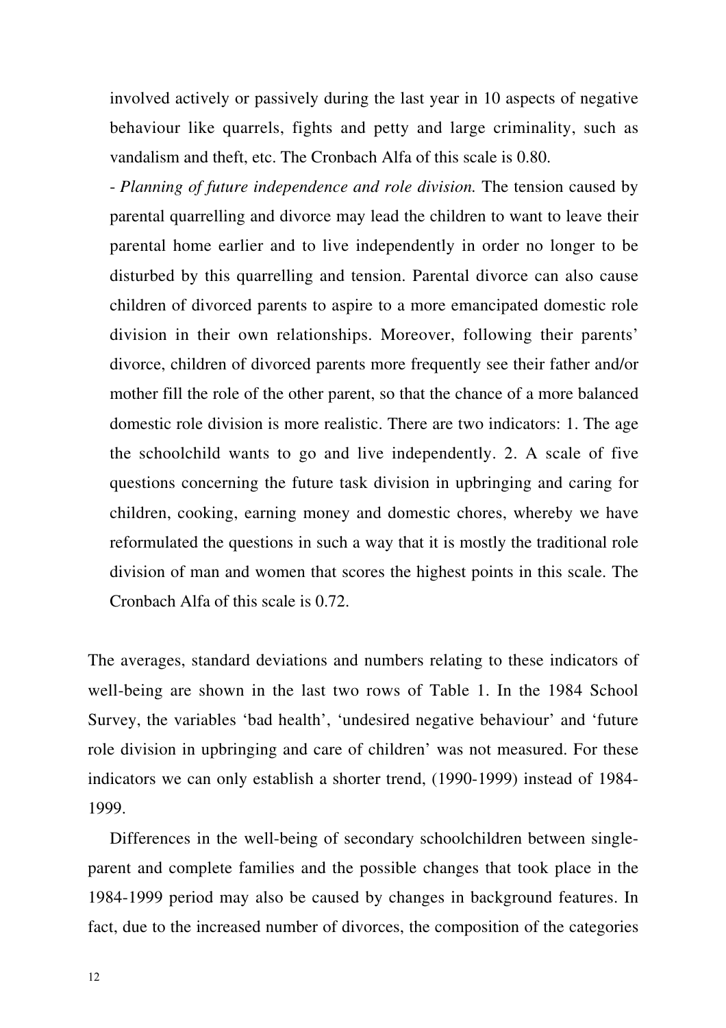involved actively or passively during the last year in 10 aspects of negative behaviour like quarrels, fights and petty and large criminality, such as vandalism and theft, etc. The Cronbach Alfa of this scale is 0.80.

- *Planning of future independence and role division.* The tension caused by parental quarrelling and divorce may lead the children to want to leave their parental home earlier and to live independently in order no longer to be disturbed by this quarrelling and tension. Parental divorce can also cause children of divorced parents to aspire to a more emancipated domestic role division in their own relationships. Moreover, following their parents' divorce, children of divorced parents more frequently see their father and/or mother fill the role of the other parent, so that the chance of a more balanced domestic role division is more realistic. There are two indicators: 1. The age the schoolchild wants to go and live independently. 2. A scale of five questions concerning the future task division in upbringing and caring for children, cooking, earning money and domestic chores, whereby we have reformulated the questions in such a way that it is mostly the traditional role division of man and women that scores the highest points in this scale. The Cronbach Alfa of this scale is 0.72.

The averages, standard deviations and numbers relating to these indicators of well-being are shown in the last two rows of Table 1. In the 1984 School Survey, the variables 'bad health', 'undesired negative behaviour' and 'future role division in upbringing and care of children' was not measured. For these indicators we can only establish a shorter trend, (1990-1999) instead of 1984-1999.

Differences in the well-being of secondary schoolchildren between single-parent and complete families and the possible changes that took place in the 1984-1999 period may also be caused by changes in background features. In fact, due to the increased number of divorces, the composition of the categories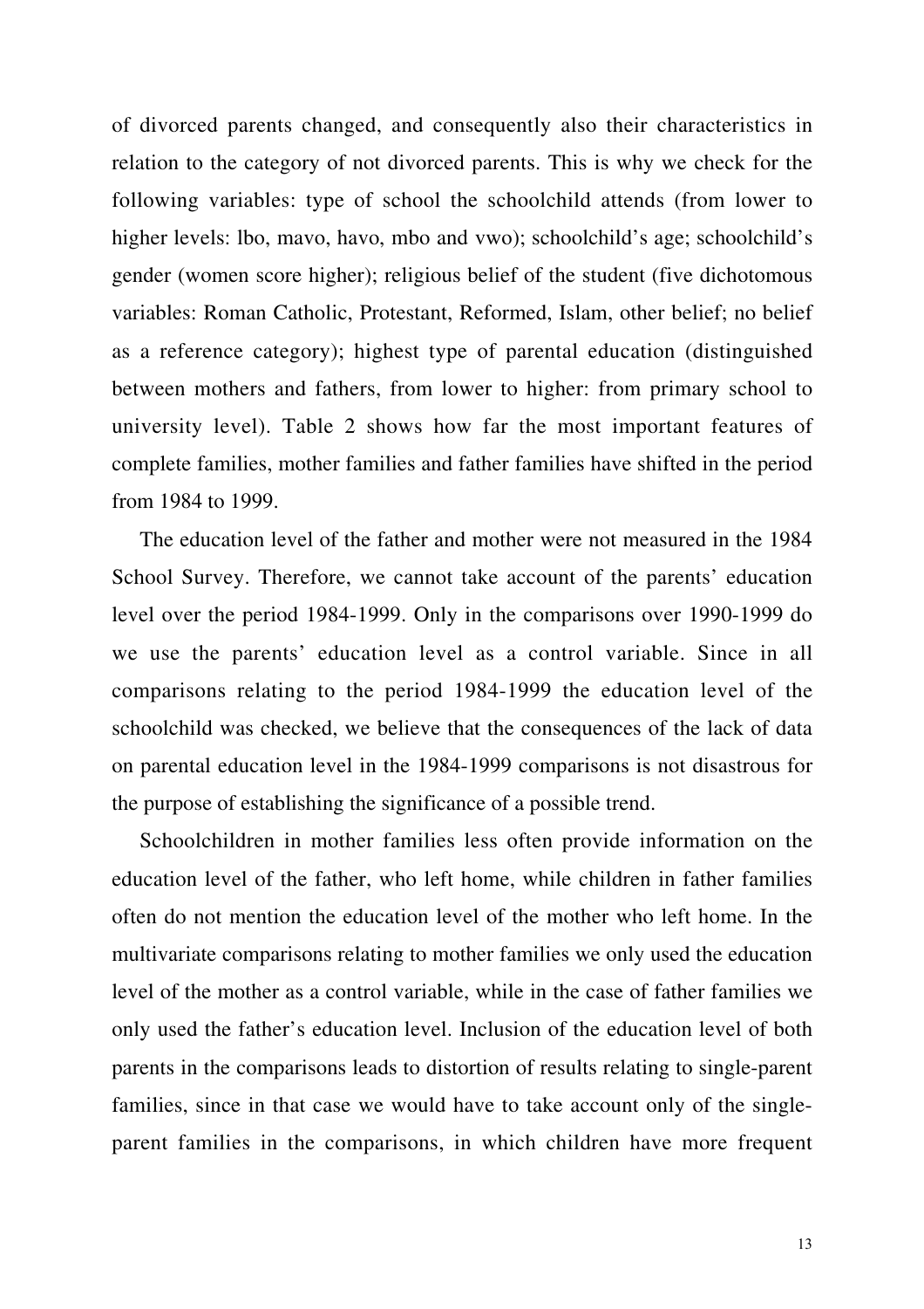of divorced parents changed, and consequently also their characteristics in relation to the category of not divorced parents. This is why we check for the following variables: type of school the schoolchild attends (from lower to higher levels: lbo, mavo, havo, mbo and vwo); schoolchild's age; schoolchild's gender (women score higher); religious belief of the student (five dichotomous variables: Roman Catholic, Protestant, Reformed, Islam, other belief; no belief as a reference category); highest type of parental education (distinguished between mothers and fathers, from lower to higher: from primary school to university level). Table 2 shows how far the most important features of complete families, mother families and father families have shifted in the period from 1984 to 1999.

The education level of the father and mother were not measured in the 1984 School Survey. Therefore, we cannot take account of the parents' education level over the period 1984-1999. Only in the comparisons over 1990-1999 do we use the parents' education level as a control variable. Since in all comparisons relating to the period 1984-1999 the education level of the schoolchild was checked, we believe that the consequences of the lack of data on parental education level in the 1984-1999 comparisons is not disastrous for the purpose of establishing the significance of a possible trend.

Schoolchildren in mother families less often provide information on the education level of the father, who left home, while children in father families often do not mention the education level of the mother who left home. In the multivariate comparisons relating to mother families we only used the education level of the mother as a control variable, while in the case of father families we only used the father's education level. Inclusion of the education level of both parents in the comparisons leads to distortion of results relating to single-parent families, since in that case we would have to take account only of the single-parent families in the comparisons, in which children have more frequent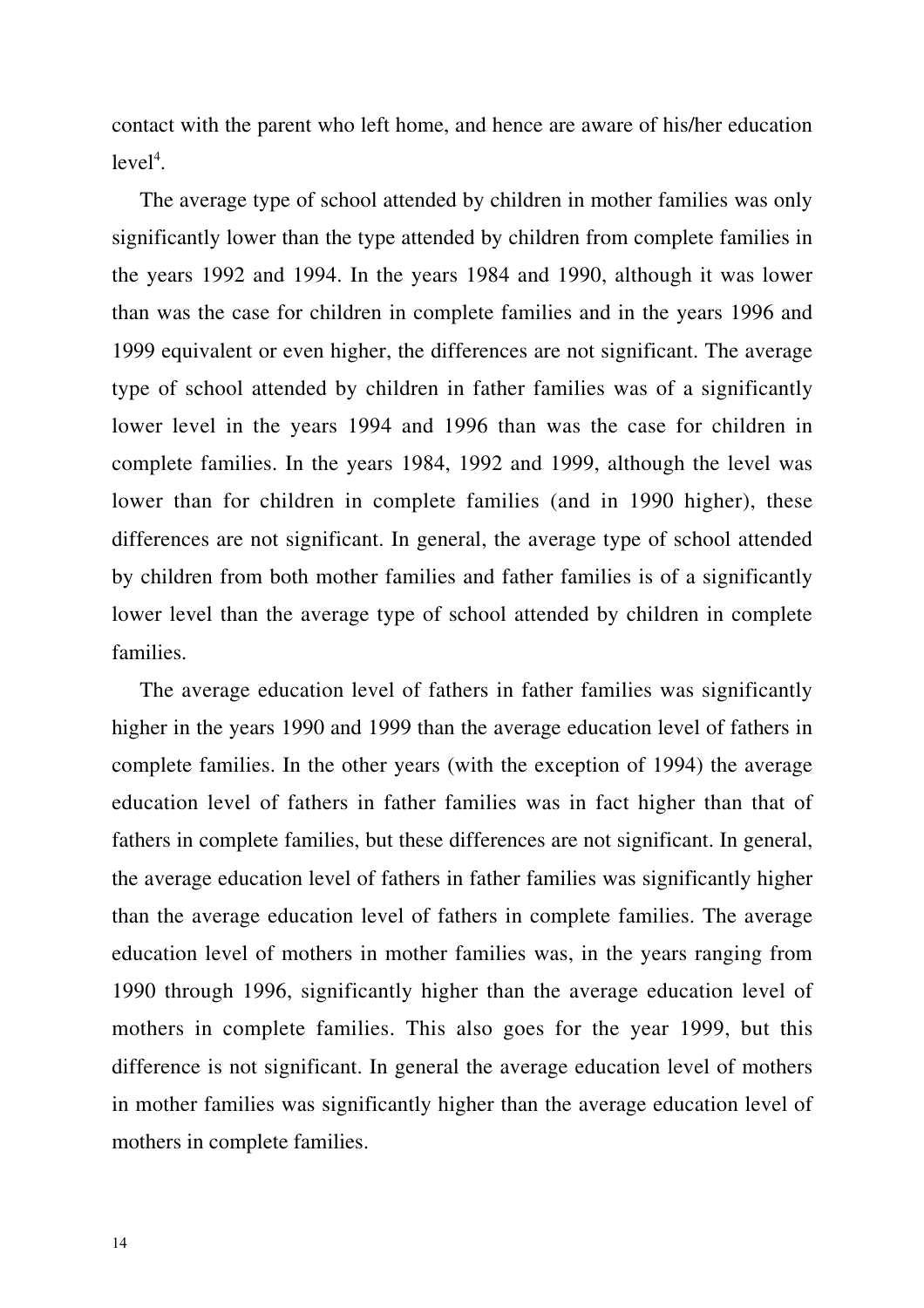contact with the parent who left home, and hence are aware of his/her education level[4].

The average type of school attended by children in mother families was only significantly lower than the type attended by children from complete families in the years 1992 and 1994. In the years 1984 and 1990, although it was lower than was the case for children in complete families and in the years 1996 and 1999 equivalent or even higher, the differences are not significant. The average type of school attended by children in father families was of a significantly lower level in the years 1994 and 1996 than was the case for children in complete families. In the years 1984, 1992 and 1999, although the level was lower than for children in complete families (and in 1990 higher), these differences are not significant. In general, the average type of school attended by children from both mother families and father families is of a significantly lower level than the average type of school attended by children in complete families.

The average education level of fathers in father families was significantly higher in the years 1990 and 1999 than the average education level of fathers in complete families. In the other years (with the exception of 1994) the average education level of fathers in father families was in fact higher than that of fathers in complete families, but these differences are not significant. In general, the average education level of fathers in father families was significantly higher than the average education level of fathers in complete families. The average education level of mothers in mother families was, in the years ranging from 1990 through 1996, significantly higher than the average education level of mothers in complete families. This also goes for the year 1999, but this difference is not significant. In general the average education level of mothers in mother families was significantly higher than the average education level of mothers in complete families.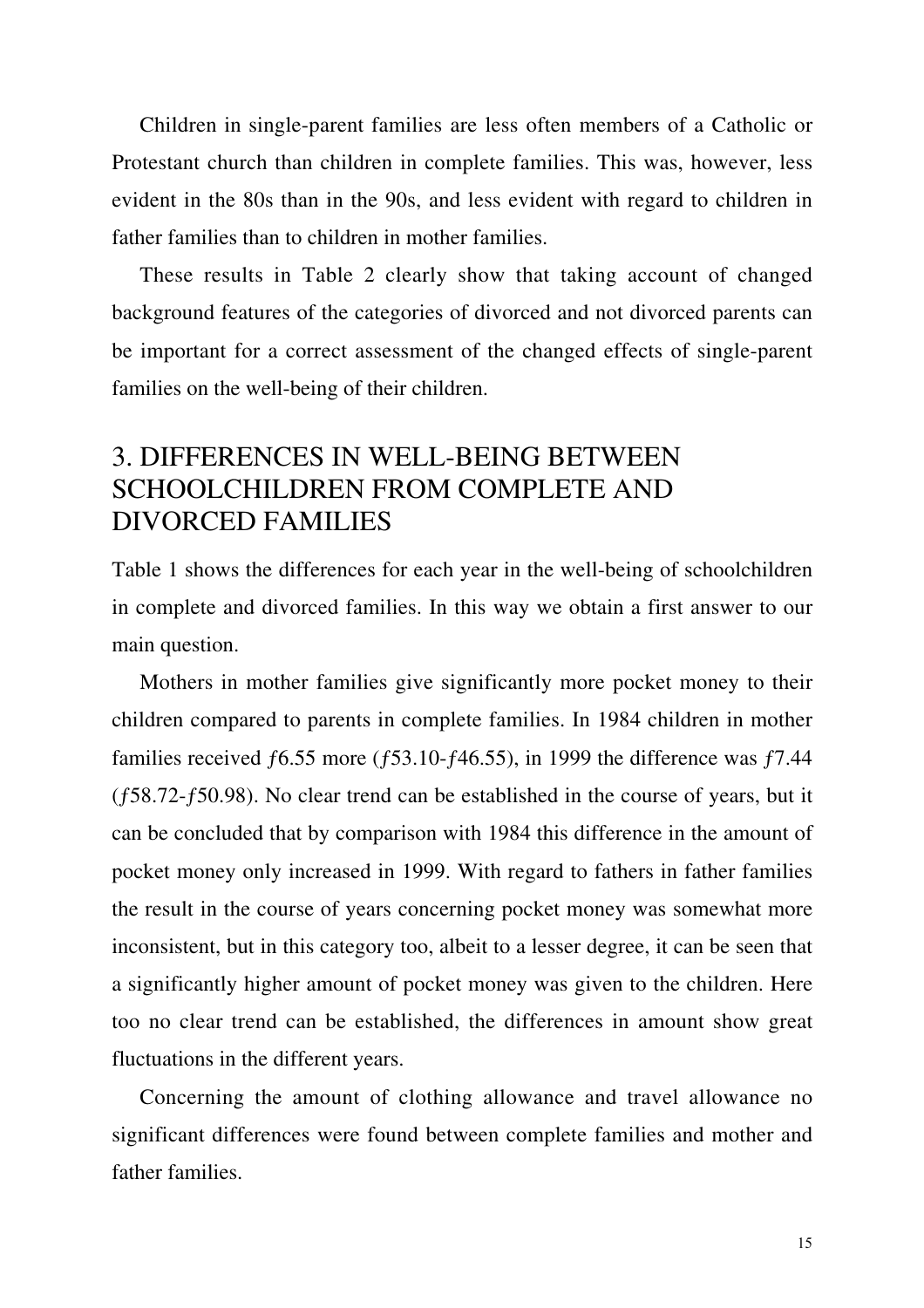Children in single-parent families are less often members of a Catholic or Protestant church than children in complete families. This was, however, less evident in the 80s than in the 90s, and less evident with regard to children in father families than to children in mother families.

These results in Table 2 clearly show that taking account of changed background features of the categories of divorced and not divorced parents can be important for a correct assessment of the changed effects of single-parent families on the well-being of their children.

## 3. DIFFERENCES IN WELL-BEING BETWEEN SCHOOLCHILDREN FROM COMPLETE AND DIVORCED FAMILIES

Table 1 shows the differences for each year in the well-being of schoolchildren in complete and divorced families. In this way we obtain a first answer to our main question.

Mothers in mother families give significantly more pocket money to their children compared to parents in complete families. In 1984 children in mother families received ƒ6.55 more (ƒ53.10-ƒ46.55), in 1999 the difference was ƒ7.44 (ƒ58.72-ƒ50.98). No clear trend can be established in the course of years, but it can be concluded that by comparison with 1984 this difference in the amount of pocket money only increased in 1999. With regard to fathers in father families the result in the course of years concerning pocket money was somewhat more inconsistent, but in this category too, albeit to a lesser degree, it can be seen that a significantly higher amount of pocket money was given to the children. Here too no clear trend can be established, the differences in amount show great fluctuations in the different years.

Concerning the amount of clothing allowance and travel allowance no significant differences were found between complete families and mother and father families.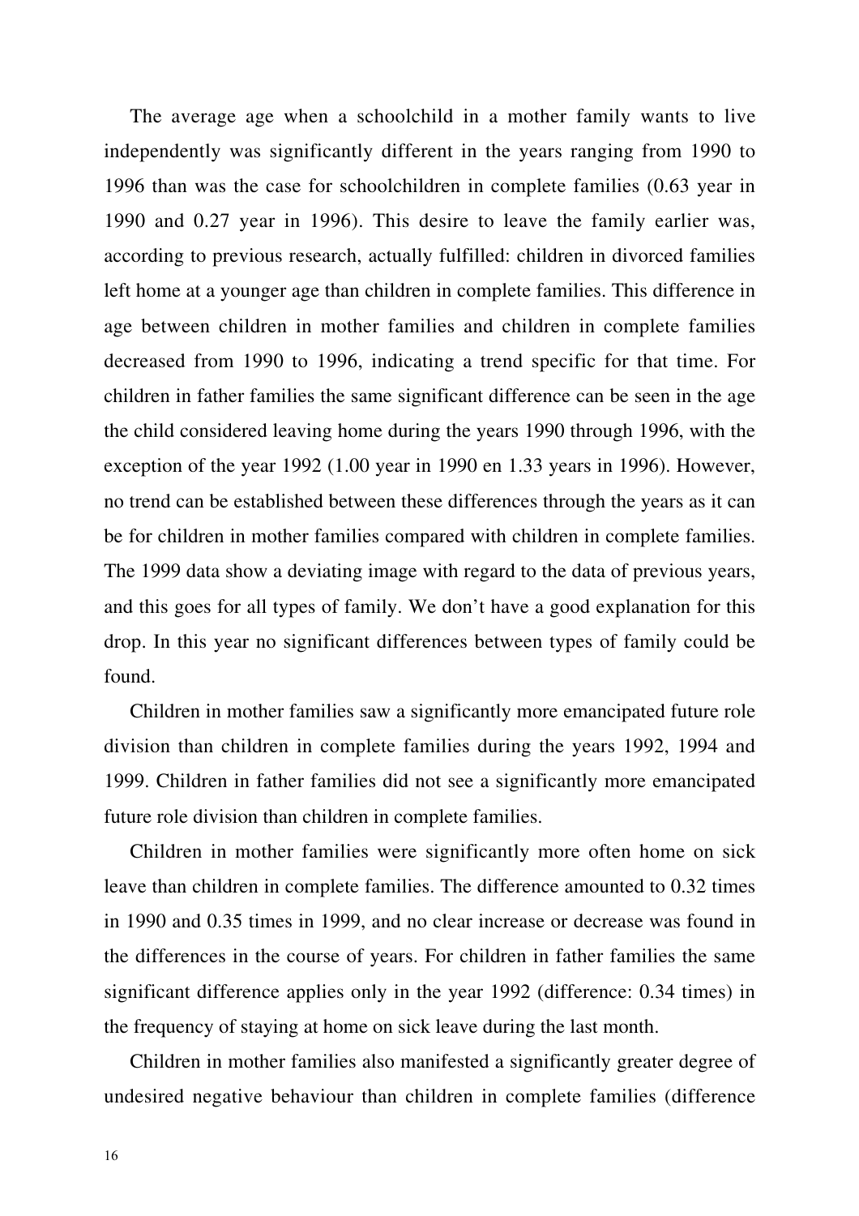The average age when a schoolchild in a mother family wants to live independently was significantly different in the years ranging from 1990 to 1996 than was the case for schoolchildren in complete families (0.63 year in 1990 and 0.27 year in 1996). This desire to leave the family earlier was, according to previous research, actually fulfilled: children in divorced families left home at a younger age than children in complete families. This difference in age between children in mother families and children in complete families decreased from 1990 to 1996, indicating a trend specific for that time. For children in father families the same significant difference can be seen in the age the child considered leaving home during the years 1990 through 1996, with the exception of the year 1992 (1.00 year in 1990 en 1.33 years in 1996). However, no trend can be established between these differences through the years as it can be for children in mother families compared with children in complete families. The 1999 data show a deviating image with regard to the data of previous years, and this goes for all types of family. We don't have a good explanation for this drop. In this year no significant differences between types of family could be found.

Children in mother families saw a significantly more emancipated future role division than children in complete families during the years 1992, 1994 and 1999. Children in father families did not see a significantly more emancipated future role division than children in complete families.

Children in mother families were significantly more often home on sick leave than children in complete families. The difference amounted to 0.32 times in 1990 and 0.35 times in 1999, and no clear increase or decrease was found in the differences in the course of years. For children in father families the same significant difference applies only in the year 1992 (difference: 0.34 times) in the frequency of staying at home on sick leave during the last month.

Children in mother families also manifested a significantly greater degree of undesired negative behaviour than children in complete families (difference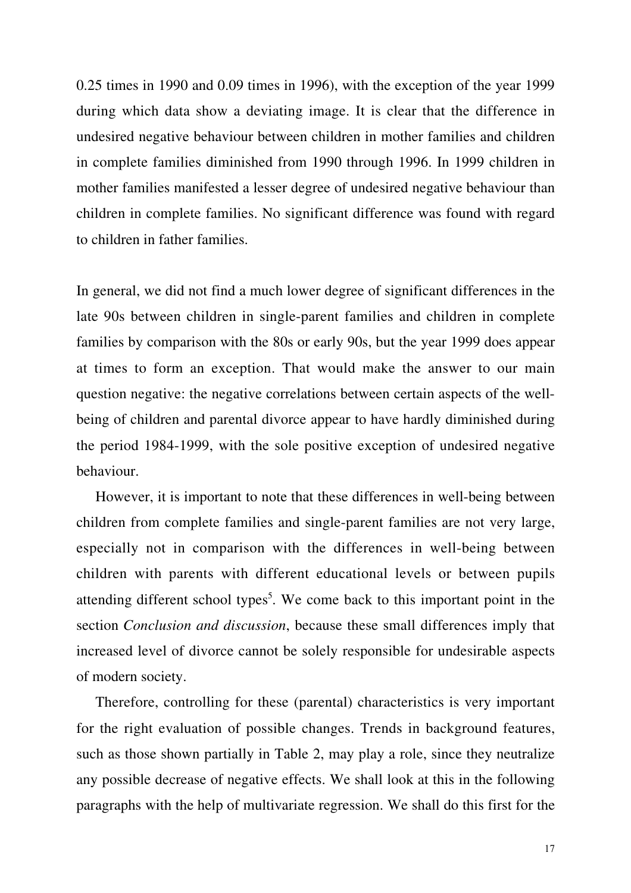0.25 times in 1990 and 0.09 times in 1996), with the exception of the year 1999 during which data show a deviating image. It is clear that the difference in undesired negative behaviour between children in mother families and children in complete families diminished from 1990 through 1996. In 1999 children in mother families manifested a lesser degree of undesired negative behaviour than children in complete families. No significant difference was found with regard to children in father families.

In general, we did not find a much lower degree of significant differences in the late 90s between children in single-parent families and children in complete families by comparison with the 80s or early 90s, but the year 1999 does appear at times to form an exception. That would make the answer to our main question negative: the negative correlations between certain aspects of the well-being of children and parental divorce appear to have hardly diminished during the period 1984-1999, with the sole positive exception of undesired negative behaviour.

However, it is important to note that these differences in well-being between children from complete families and single-parent families are not very large, especially not in comparison with the differences in well-being between children with parents with different educational levels or between pupils attending different school types[5]. We come back to this important point in the section *Conclusion and discussion*, because these small differences imply that increased level of divorce cannot be solely responsible for undesirable aspects of modern society.

Therefore, controlling for these (parental) characteristics is very important for the right evaluation of possible changes. Trends in background features, such as those shown partially in Table 2, may play a role, since they neutralize any possible decrease of negative effects. We shall look at this in the following paragraphs with the help of multivariate regression. We shall do this first for the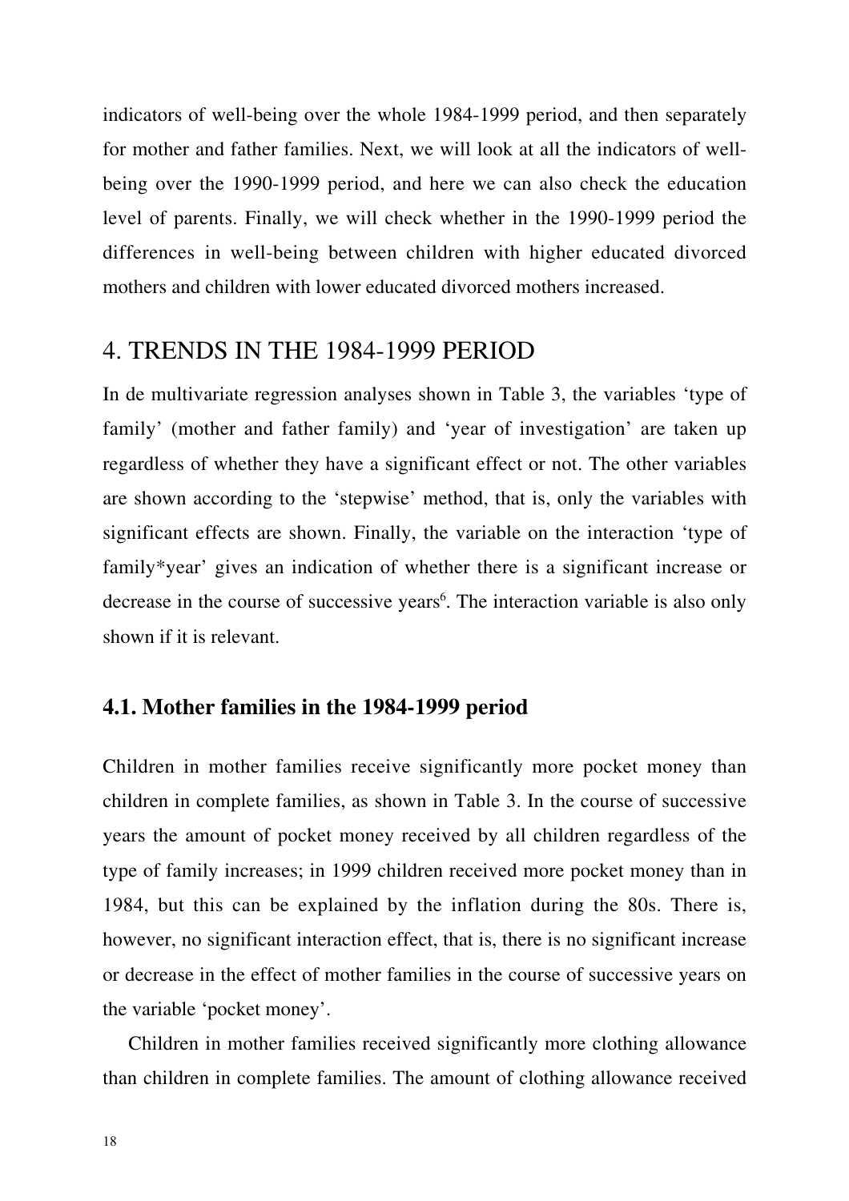indicators of well-being over the whole 1984-1999 period, and then separately for mother and father families. Next, we will look at all the indicators of well-being over the 1990-1999 period, and here we can also check the education level of parents. Finally, we will check whether in the 1990-1999 period the differences in well-being between children with higher educated divorced mothers and children with lower educated divorced mothers increased.

## 4. TRENDS IN THE 1984-1999 PERIOD

In de multivariate regression analyses shown in Table 3, the variables 'type of family' (mother and father family) and 'year of investigation' are taken up regardless of whether they have a significant effect or not. The other variables are shown according to the 'stepwise' method, that is, only the variables with significant effects are shown. Finally, the variable on the interaction 'type of family*year' gives an indication of whether there is a significant increase or decrease in the course of successive years[6]. The interaction variable is also only shown if it is relevant.

### 4.1. Mother families in the 1984-1999 period

Children in mother families receive significantly more pocket money than children in complete families, as shown in Table 3. In the course of successive years the amount of pocket money received by all children regardless of the type of family increases; in 1999 children received more pocket money than in 1984, but this can be explained by the inflation during the 80s. There is, however, no significant interaction effect, that is, there is no significant increase or decrease in the effect of mother families in the course of successive years on the variable 'pocket money'.

Children in mother families received significantly more clothing allowance than children in complete families. The amount of clothing allowance received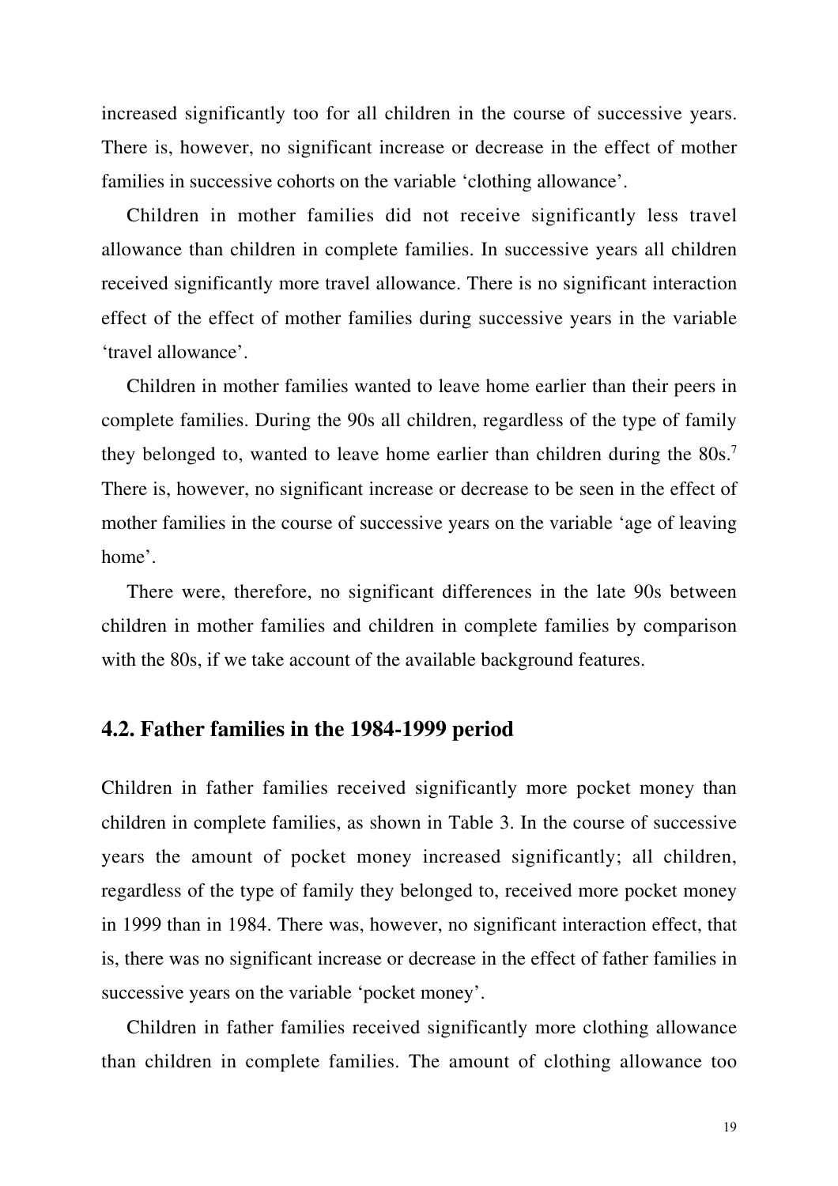increased significantly too for all children in the course of successive years. There is, however, no significant increase or decrease in the effect of mother families in successive cohorts on the variable 'clothing allowance'.

Children in mother families did not receive significantly less travel allowance than children in complete families. In successive years all children received significantly more travel allowance. There is no significant interaction effect of the effect of mother families during successive years in the variable 'travel allowance'.

Children in mother families wanted to leave home earlier than their peers in complete families. During the 90s all children, regardless of the type of family they belonged to, wanted to leave home earlier than children during the 80s.[7] There is, however, no significant increase or decrease to be seen in the effect of mother families in the course of successive years on the variable 'age of leaving home'.

There were, therefore, no significant differences in the late 90s between children in mother families and children in complete families by comparison with the 80s, if we take account of the available background features.

## 4.2. Father families in the 1984-1999 period

Children in father families received significantly more pocket money than children in complete families, as shown in Table 3. In the course of successive years the amount of pocket money increased significantly; all children, regardless of the type of family they belonged to, received more pocket money in 1999 than in 1984. There was, however, no significant interaction effect, that is, there was no significant increase or decrease in the effect of father families in successive years on the variable 'pocket money'.

Children in father families received significantly more clothing allowance than children in complete families. The amount of clothing allowance too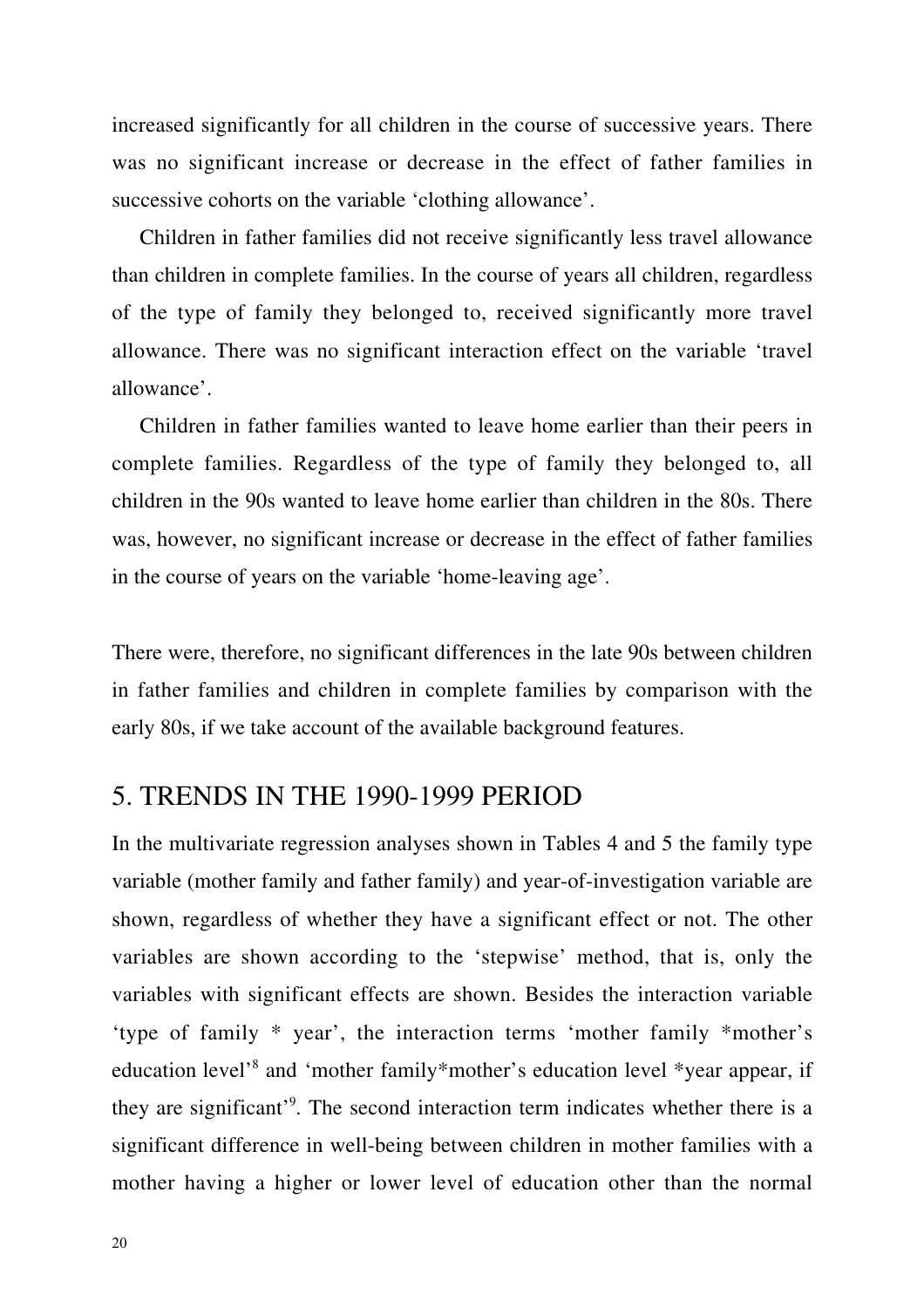increased significantly for all children in the course of successive years. There was no significant increase or decrease in the effect of father families in successive cohorts on the variable 'clothing allowance'.

Children in father families did not receive significantly less travel allowance than children in complete families. In the course of years all children, regardless of the type of family they belonged to, received significantly more travel allowance. There was no significant interaction effect on the variable 'travel allowance'.

Children in father families wanted to leave home earlier than their peers in complete families. Regardless of the type of family they belonged to, all children in the 90s wanted to leave home earlier than children in the 80s. There was, however, no significant increase or decrease in the effect of father families in the course of years on the variable 'home-leaving age'.

There were, therefore, no significant differences in the late 90s between children in father families and children in complete families by comparison with the early 80s, if we take account of the available background features.

## 5. TRENDS IN THE 1990-1999 PERIOD

In the multivariate regression analyses shown in Tables 4 and 5 the family type variable (mother family and father family) and year-of-investigation variable are shown, regardless of whether they have a significant effect or not. The other variables are shown according to the 'stepwise' method, that is, only the variables with significant effects are shown. Besides the interaction variable 'type of family * year', the interaction terms 'mother family *mother's education level'[8] and 'mother family*mother's education level *year appear, if they are significant'[9]. The second interaction term indicates whether there is a significant difference in well-being between children in mother families with a mother having a higher or lower level of education other than the normal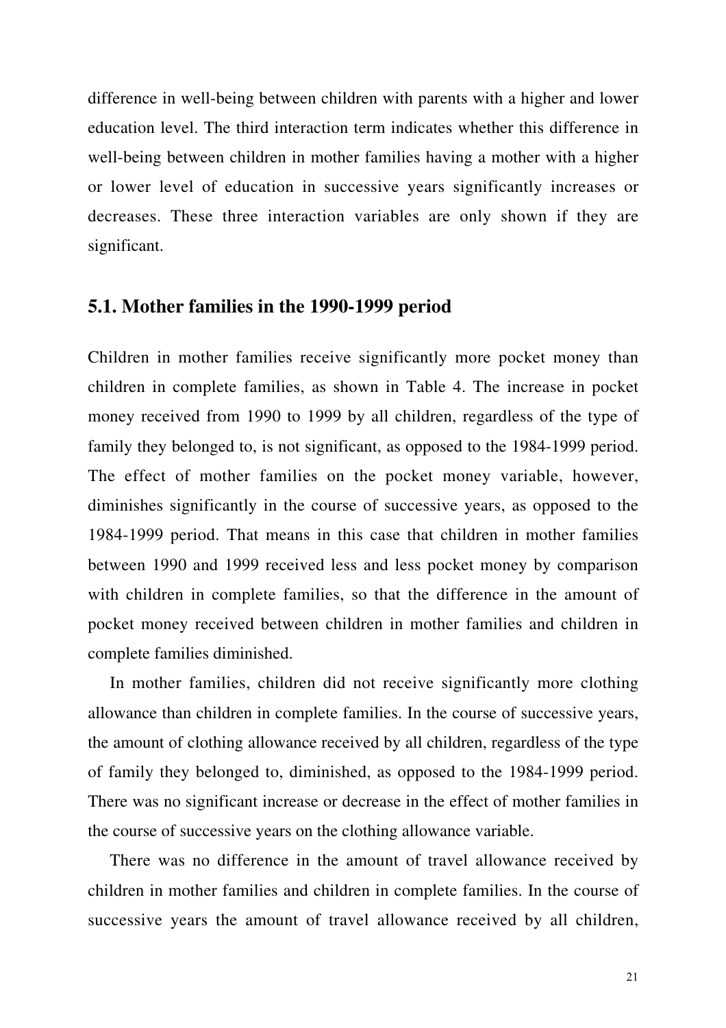difference in well-being between children with parents with a higher and lower education level. The third interaction term indicates whether this difference in well-being between children in mother families having a mother with a higher or lower level of education in successive years significantly increases or decreases. These three interaction variables are only shown if they are significant.

## 5.1. Mother families in the 1990-1999 period

Children in mother families receive significantly more pocket money than children in complete families, as shown in Table 4. The increase in pocket money received from 1990 to 1999 by all children, regardless of the type of family they belonged to, is not significant, as opposed to the 1984-1999 period. The effect of mother families on the pocket money variable, however, diminishes significantly in the course of successive years, as opposed to the 1984-1999 period. That means in this case that children in mother families between 1990 and 1999 received less and less pocket money by comparison with children in complete families, so that the difference in the amount of pocket money received between children in mother families and children in complete families diminished.

In mother families, children did not receive significantly more clothing allowance than children in complete families. In the course of successive years, the amount of clothing allowance received by all children, regardless of the type of family they belonged to, diminished, as opposed to the 1984-1999 period. There was no significant increase or decrease in the effect of mother families in the course of successive years on the clothing allowance variable.

There was no difference in the amount of travel allowance received by children in mother families and children in complete families. In the course of successive years the amount of travel allowance received by all children,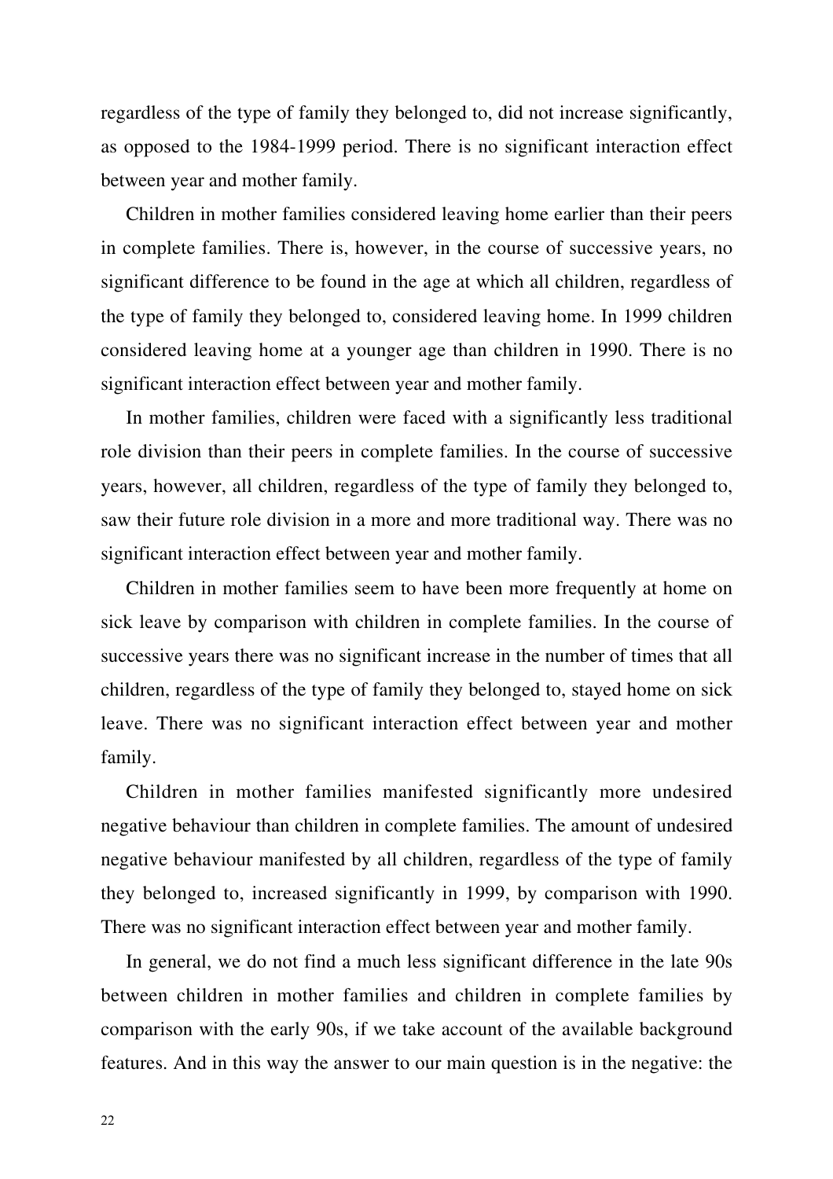regardless of the type of family they belonged to, did not increase significantly, as opposed to the 1984-1999 period. There is no significant interaction effect between year and mother family.

Children in mother families considered leaving home earlier than their peers in complete families. There is, however, in the course of successive years, no significant difference to be found in the age at which all children, regardless of the type of family they belonged to, considered leaving home. In 1999 children considered leaving home at a younger age than children in 1990. There is no significant interaction effect between year and mother family.

In mother families, children were faced with a significantly less traditional role division than their peers in complete families. In the course of successive years, however, all children, regardless of the type of family they belonged to, saw their future role division in a more and more traditional way. There was no significant interaction effect between year and mother family.

Children in mother families seem to have been more frequently at home on sick leave by comparison with children in complete families. In the course of successive years there was no significant increase in the number of times that all children, regardless of the type of family they belonged to, stayed home on sick leave. There was no significant interaction effect between year and mother family.

Children in mother families manifested significantly more undesired negative behaviour than children in complete families. The amount of undesired negative behaviour manifested by all children, regardless of the type of family they belonged to, increased significantly in 1999, by comparison with 1990. There was no significant interaction effect between year and mother family.

In general, we do not find a much less significant difference in the late 90s between children in mother families and children in complete families by comparison with the early 90s, if we take account of the available background features. And in this way the answer to our main question is in the negative: the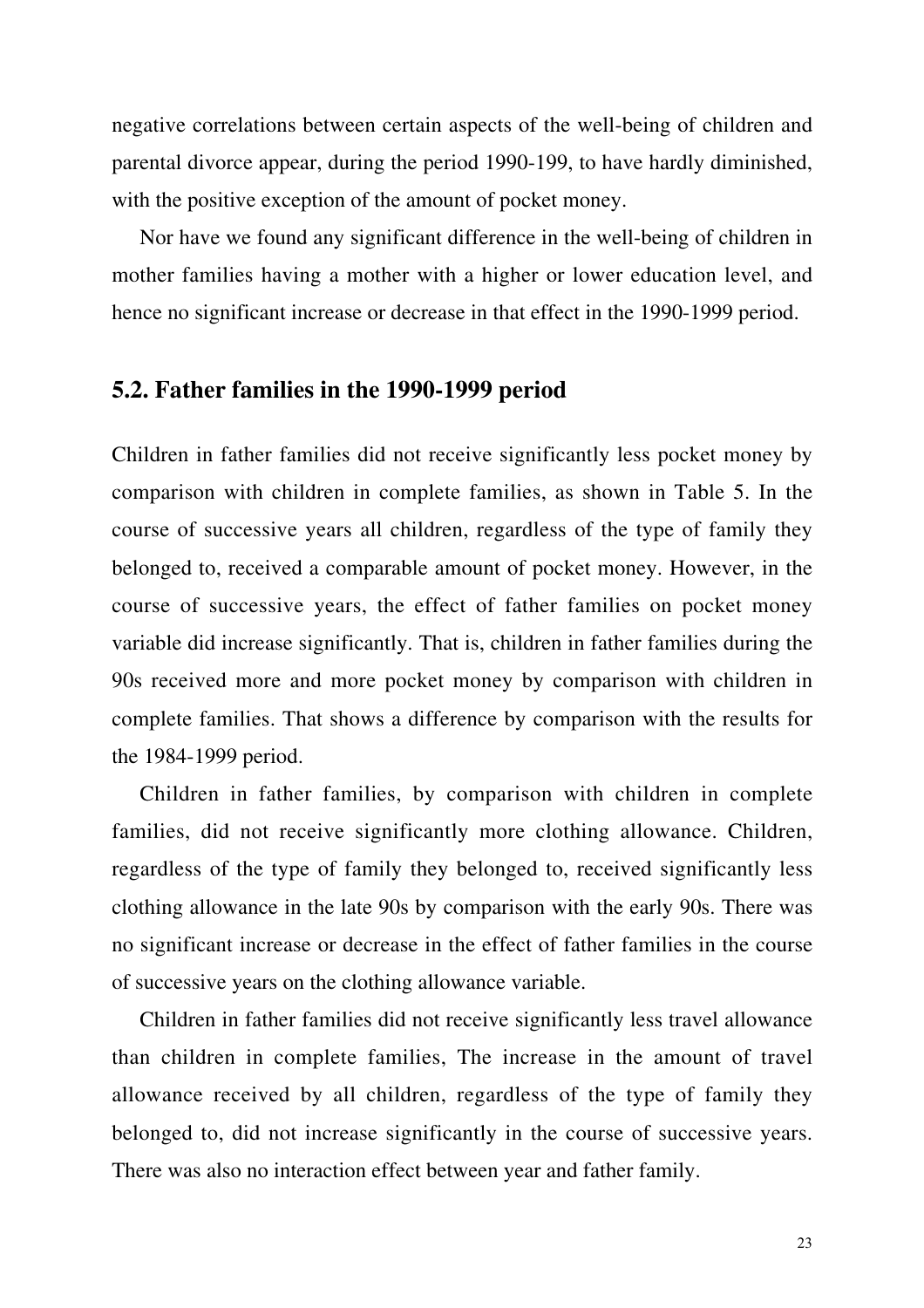negative correlations between certain aspects of the well-being of children and parental divorce appear, during the period 1990-199, to have hardly diminished, with the positive exception of the amount of pocket money.

Nor have we found any significant difference in the well-being of children in mother families having a mother with a higher or lower education level, and hence no significant increase or decrease in that effect in the 1990-1999 period.

## 5.2. Father families in the 1990-1999 period

Children in father families did not receive significantly less pocket money by comparison with children in complete families, as shown in Table 5. In the course of successive years all children, regardless of the type of family they belonged to, received a comparable amount of pocket money. However, in the course of successive years, the effect of father families on pocket money variable did increase significantly. That is, children in father families during the 90s received more and more pocket money by comparison with children in complete families. That shows a difference by comparison with the results for the 1984-1999 period.

Children in father families, by comparison with children in complete families, did not receive significantly more clothing allowance. Children, regardless of the type of family they belonged to, received significantly less clothing allowance in the late 90s by comparison with the early 90s. There was no significant increase or decrease in the effect of father families in the course of successive years on the clothing allowance variable.

Children in father families did not receive significantly less travel allowance than children in complete families, The increase in the amount of travel allowance received by all children, regardless of the type of family they belonged to, did not increase significantly in the course of successive years. There was also no interaction effect between year and father family.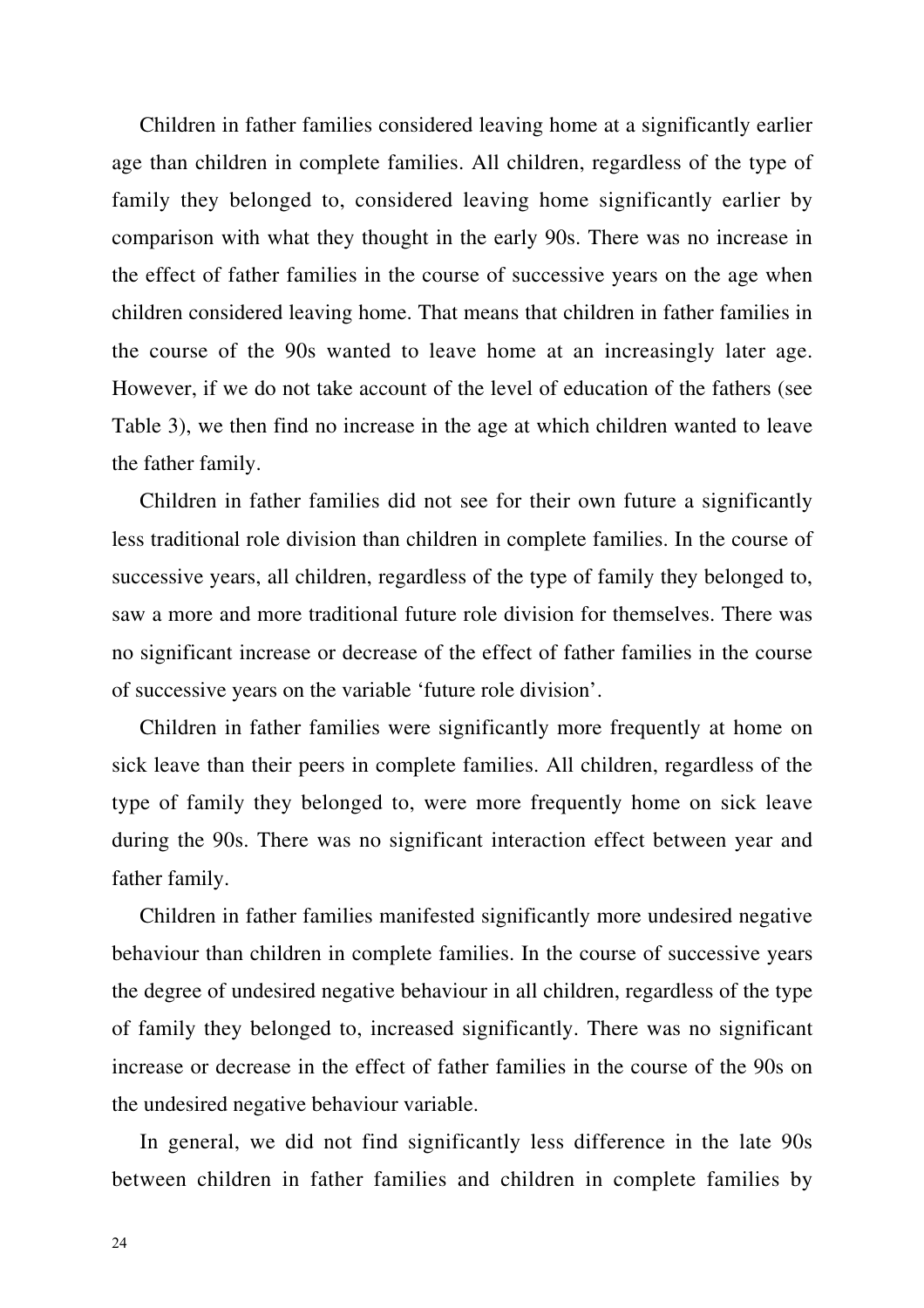Children in father families considered leaving home at a significantly earlier age than children in complete families. All children, regardless of the type of family they belonged to, considered leaving home significantly earlier by comparison with what they thought in the early 90s. There was no increase in the effect of father families in the course of successive years on the age when children considered leaving home. That means that children in father families in the course of the 90s wanted to leave home at an increasingly later age. However, if we do not take account of the level of education of the fathers (see Table 3), we then find no increase in the age at which children wanted to leave the father family.

Children in father families did not see for their own future a significantly less traditional role division than children in complete families. In the course of successive years, all children, regardless of the type of family they belonged to, saw a more and more traditional future role division for themselves. There was no significant increase or decrease of the effect of father families in the course of successive years on the variable 'future role division'.

Children in father families were significantly more frequently at home on sick leave than their peers in complete families. All children, regardless of the type of family they belonged to, were more frequently home on sick leave during the 90s. There was no significant interaction effect between year and father family.

Children in father families manifested significantly more undesired negative behaviour than children in complete families. In the course of successive years the degree of undesired negative behaviour in all children, regardless of the type of family they belonged to, increased significantly. There was no significant increase or decrease in the effect of father families in the course of the 90s on the undesired negative behaviour variable.

In general, we did not find significantly less difference in the late 90s between children in father families and children in complete families by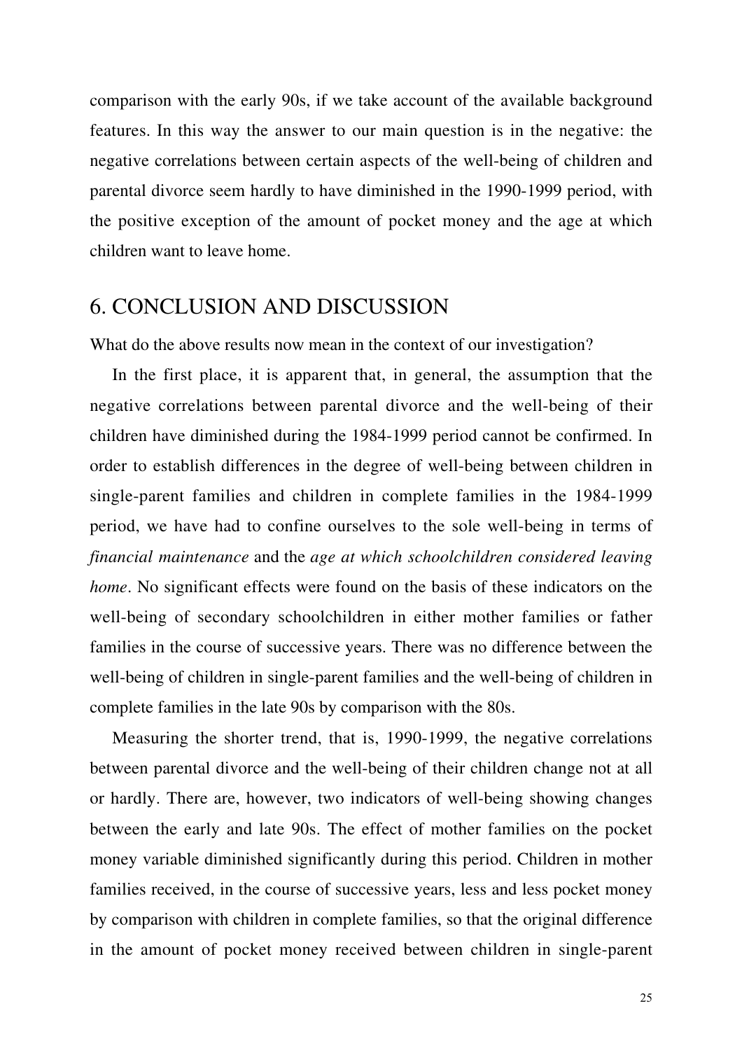comparison with the early 90s, if we take account of the available background features. In this way the answer to our main question is in the negative: the negative correlations between certain aspects of the well-being of children and parental divorce seem hardly to have diminished in the 1990-1999 period, with the positive exception of the amount of pocket money and the age at which children want to leave home.

## 6. CONCLUSION AND DISCUSSION

What do the above results now mean in the context of our investigation?

In the first place, it is apparent that, in general, the assumption that the negative correlations between parental divorce and the well-being of their children have diminished during the 1984-1999 period cannot be confirmed. In order to establish differences in the degree of well-being between children in single-parent families and children in complete families in the 1984-1999 period, we have had to confine ourselves to the sole well-being in terms of *financial maintenance* and the *age at which schoolchildren considered leaving home*. No significant effects were found on the basis of these indicators on the well-being of secondary schoolchildren in either mother families or father families in the course of successive years. There was no difference between the well-being of children in single-parent families and the well-being of children in complete families in the late 90s by comparison with the 80s.

Measuring the shorter trend, that is, 1990-1999, the negative correlations between parental divorce and the well-being of their children change not at all or hardly. There are, however, two indicators of well-being showing changes between the early and late 90s. The effect of mother families on the pocket money variable diminished significantly during this period. Children in mother families received, in the course of successive years, less and less pocket money by comparison with children in complete families, so that the original difference in the amount of pocket money received between children in single-parent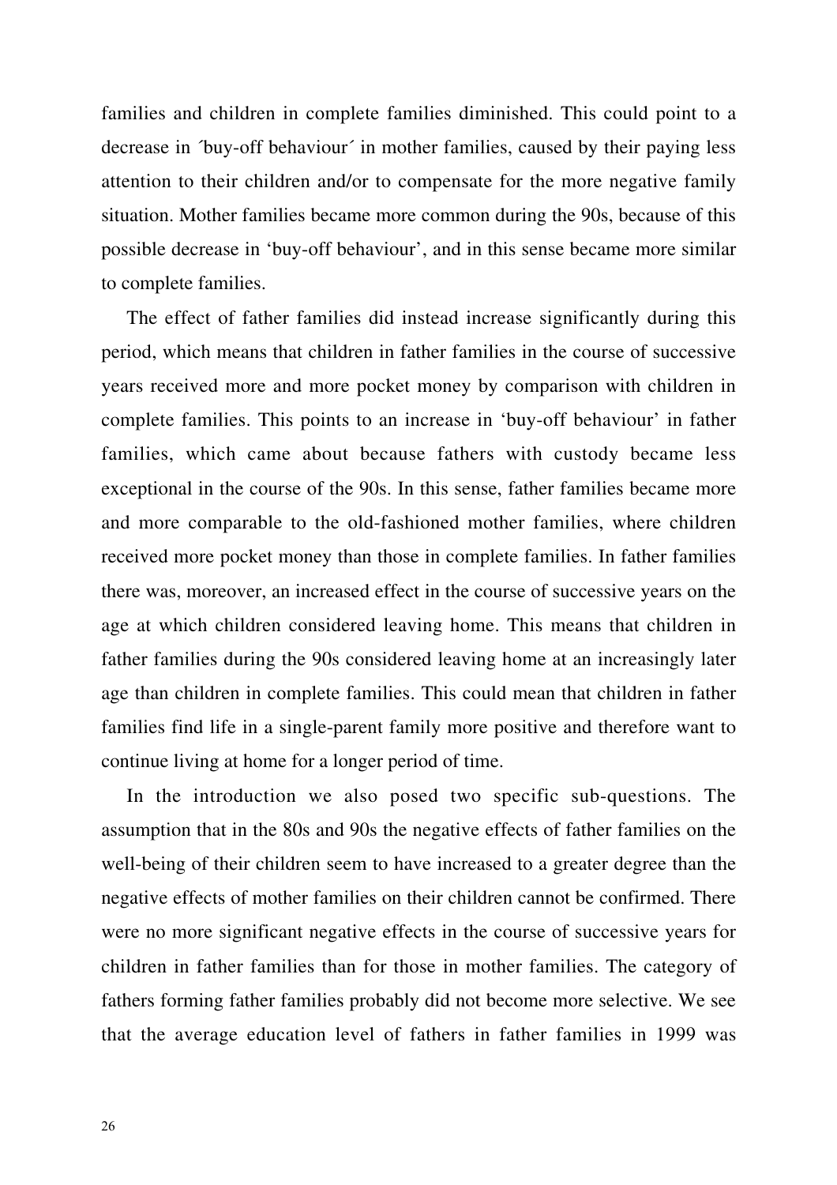families and children in complete families diminished. This could point to a decrease in ´buy-off behaviour´ in mother families, caused by their paying less attention to their children and/or to compensate for the more negative family situation. Mother families became more common during the 90s, because of this possible decrease in 'buy-off behaviour', and in this sense became more similar to complete families.

The effect of father families did instead increase significantly during this period, which means that children in father families in the course of successive years received more and more pocket money by comparison with children in complete families. This points to an increase in 'buy-off behaviour' in father families, which came about because fathers with custody became less exceptional in the course of the 90s. In this sense, father families became more and more comparable to the old-fashioned mother families, where children received more pocket money than those in complete families. In father families there was, moreover, an increased effect in the course of successive years on the age at which children considered leaving home. This means that children in father families during the 90s considered leaving home at an increasingly later age than children in complete families. This could mean that children in father families find life in a single-parent family more positive and therefore want to continue living at home for a longer period of time.

In the introduction we also posed two specific sub-questions. The assumption that in the 80s and 90s the negative effects of father families on the well-being of their children seem to have increased to a greater degree than the negative effects of mother families on their children cannot be confirmed. There were no more significant negative effects in the course of successive years for children in father families than for those in mother families. The category of fathers forming father families probably did not become more selective. We see that the average education level of fathers in father families in 1999 was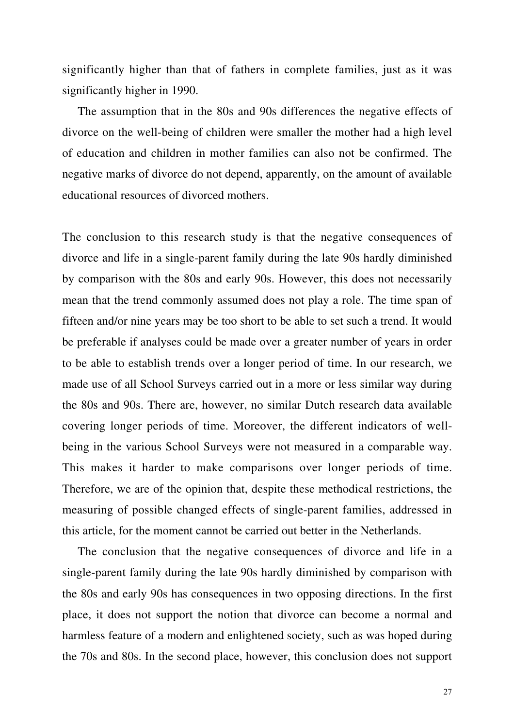significantly higher than that of fathers in complete families, just as it was significantly higher in 1990.

The assumption that in the 80s and 90s differences the negative effects of divorce on the well-being of children were smaller the mother had a high level of education and children in mother families can also not be confirmed. The negative marks of divorce do not depend, apparently, on the amount of available educational resources of divorced mothers.

The conclusion to this research study is that the negative consequences of divorce and life in a single-parent family during the late 90s hardly diminished by comparison with the 80s and early 90s. However, this does not necessarily mean that the trend commonly assumed does not play a role. The time span of fifteen and/or nine years may be too short to be able to set such a trend. It would be preferable if analyses could be made over a greater number of years in order to be able to establish trends over a longer period of time. In our research, we made use of all School Surveys carried out in a more or less similar way during the 80s and 90s. There are, however, no similar Dutch research data available covering longer periods of time. Moreover, the different indicators of well-being in the various School Surveys were not measured in a comparable way. This makes it harder to make comparisons over longer periods of time. Therefore, we are of the opinion that, despite these methodical restrictions, the measuring of possible changed effects of single-parent families, addressed in this article, for the moment cannot be carried out better in the Netherlands.

The conclusion that the negative consequences of divorce and life in a single-parent family during the late 90s hardly diminished by comparison with the 80s and early 90s has consequences in two opposing directions. In the first place, it does not support the notion that divorce can become a normal and harmless feature of a modern and enlightened society, such as was hoped during the 70s and 80s. In the second place, however, this conclusion does not support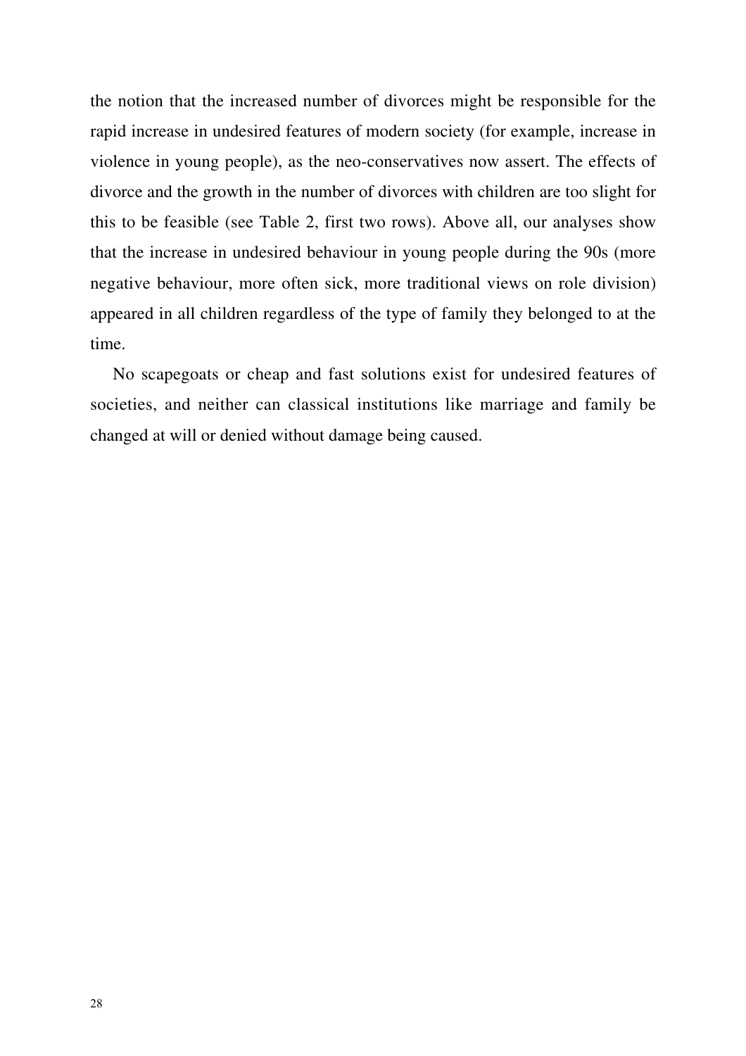the notion that the increased number of divorces might be responsible for the rapid increase in undesired features of modern society (for example, increase in violence in young people), as the neo-conservatives now assert. The effects of divorce and the growth in the number of divorces with children are too slight for this to be feasible (see Table 2, first two rows). Above all, our analyses show that the increase in undesired behaviour in young people during the 90s (more negative behaviour, more often sick, more traditional views on role division) appeared in all children regardless of the type of family they belonged to at the time.

No scapegoats or cheap and fast solutions exist for undesired features of societies, and neither can classical institutions like marriage and family be changed at will or denied without damage being caused.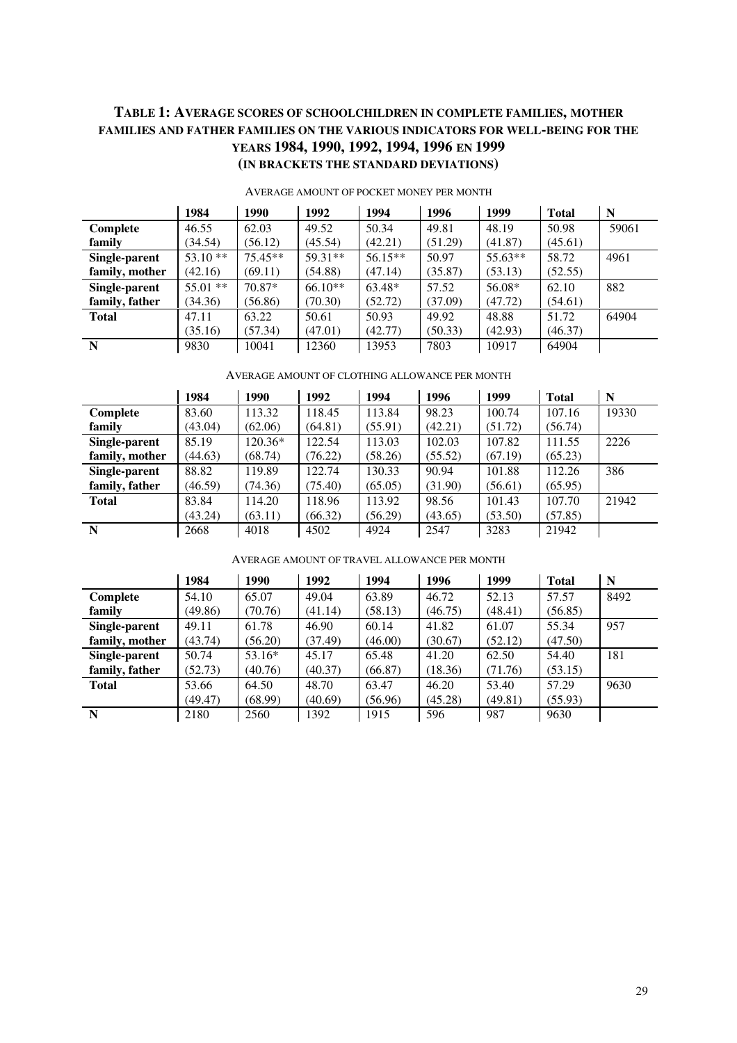### Table 1: Average scores of schoolchildren in complete families, mother families and father families on the various indicators for well-being for the years 1984, 1990, 1992, 1994, 1996 en 1999 (in brackets the standard deviations)

Average amount of pocket money per month

| | 1984 | 1990 | 1992 | 1994 | 1996 | 1999 | Total | N |
|---|---|---|---|---|---|---|---|---|
| **Complete family** | 46.55 (34.54) | 62.03 (56.12) | 49.52 (45.54) | 50.34 (42.21) | 49.81 (51.29) | 48.19 (41.87) | 50.98 (45.61) | 59061 |
| **Single-parent family, mother** | 53.10 ** (42.16) | 75.45** (69.11) | 59.31** (54.88) | 56.15** (47.14) | 50.97 (35.87) | 55.63** (53.13) | 58.72 (52.55) | 4961 |
| **Single-parent family, father** | 55.01 ** (34.36) | 70.87* (56.86) | 66.10** (70.30) | 63.48* (52.72) | 57.52 (37.09) | 56.08* (47.72) | 62.10 (54.61) | 882 |
| **Total** | 47.11 (35.16) | 63.22 (57.34) | 50.61 (47.01) | 50.93 (42.77) | 49.92 (50.33) | 48.88 (42.93) | 51.72 (46.37) | 64904 |
| **N** | 9830 | 10041 | 12360 | 13953 | 7803 | 10917 | 64904 | |

Average amount of clothing allowance per month

| | 1984 | 1990 | 1992 | 1994 | 1996 | 1999 | Total | N |
|---|---|---|---|---|---|---|---|---|
| **Complete family** | 83.60 (43.04) | 113.32 (62.06) | 118.45 (64.81) | 113.84 (55.91) | 98.23 (42.21) | 100.74 (51.72) | 107.16 (56.74) | 19330 |
| **Single-parent family, mother** | 85.19 (44.63) | 120.36* (68.74) | 122.54 (76.22) | 113.03 (58.26) | 102.03 (55.52) | 107.82 (67.19) | 111.55 (65.23) | 2226 |
| **Single-parent family, father** | 88.82 (46.59) | 119.89 (74.36) | 122.74 (75.40) | 130.33 (65.05) | 90.94 (31.90) | 101.88 (56.61) | 112.26 (65.95) | 386 |
| **Total** | 83.84 (43.24) | 114.20 (63.11) | 118.96 (66.32) | 113.92 (56.29) | 98.56 (43.65) | 101.43 (53.50) | 107.70 (57.85) | 21942 |
| **N** | 2668 | 4018 | 4502 | 4924 | 2547 | 3283 | 21942 | |

Average amount of travel allowance per month

| | 1984 | 1990 | 1992 | 1994 | 1996 | 1999 | Total | N |
|---|---|---|---|---|---|---|---|---|
| **Complete family** | 54.10 (49.86) | 65.07 (70.76) | 49.04 (41.14) | 63.89 (58.13) | 46.72 (46.75) | 52.13 (48.41) | 57.57 (56.85) | 8492 |
| **Single-parent family, mother** | 49.11 (43.74) | 61.78 (56.20) | 46.90 (37.49) | 60.14 (46.00) | 41.82 (30.67) | 61.07 (52.12) | 55.34 (47.50) | 957 |
| **Single-parent family, father** | 50.74 (52.73) | 53.16* (40.76) | 45.17 (40.37) | 65.48 (66.87) | 41.20 (18.36) | 62.50 (71.76) | 54.40 (53.15) | 181 |
| **Total** | 53.66 (49.47) | 64.50 (68.99) | 48.70 (40.69) | 63.47 (56.96) | 46.20 (45.28) | 53.40 (49.81) | 57.29 (55.93) | 9630 |
| **N** | 2180 | 2560 | 1392 | 1915 | 596 | 987 | 9630 | |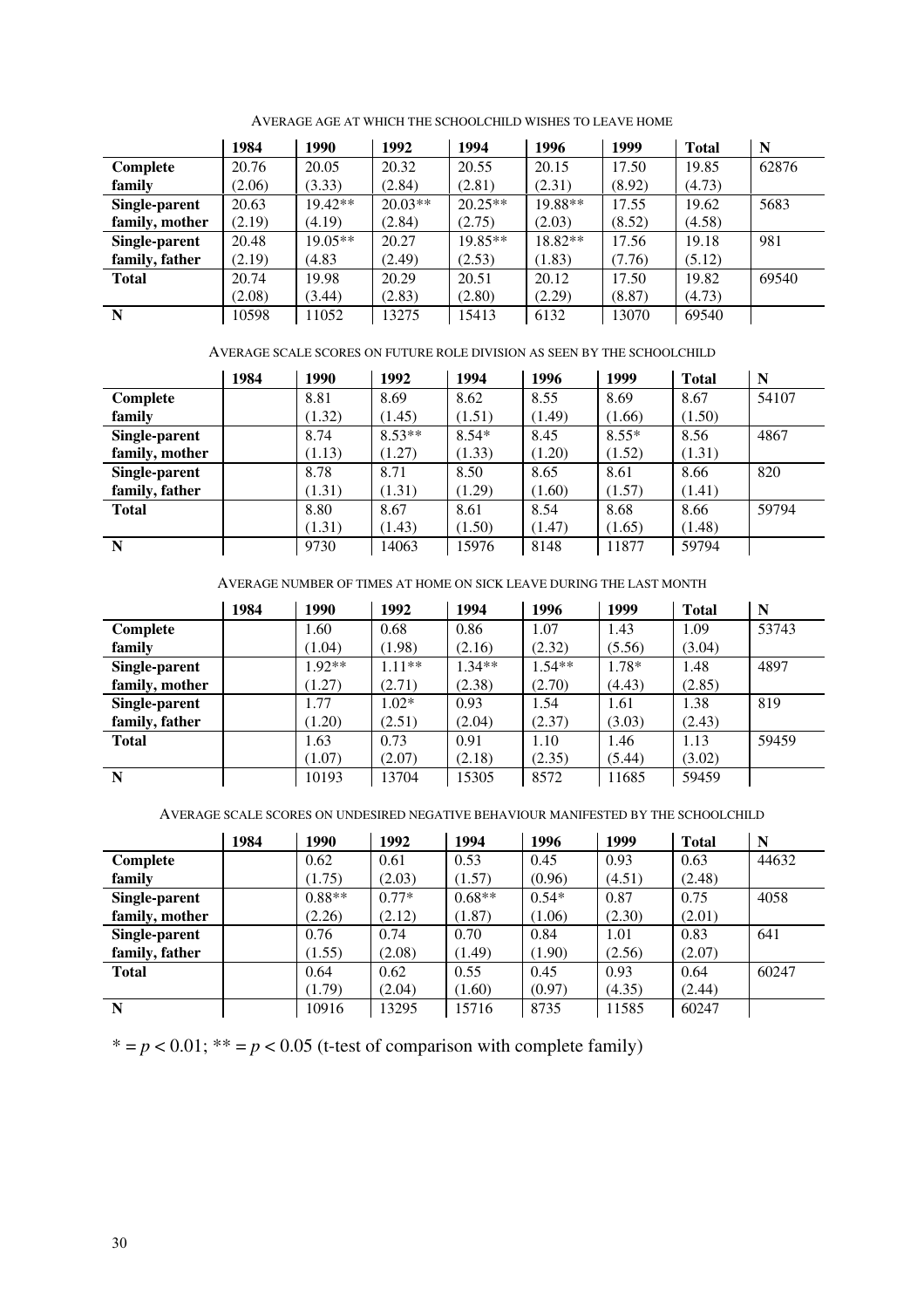AVERAGE AGE AT WHICH THE SCHOOLCHILD WISHES TO LEAVE HOME

| | 1984 | 1990 | 1992 | 1994 | 1996 | 1999 | Total | N |
|---|---|---|---|---|---|---|---|---|
| **Complete family** | 20.76 (2.06) | 20.05 (3.33) | 20.32 (2.84) | 20.55 (2.81) | 20.15 (2.31) | 17.50 (8.92) | 19.85 (4.73) | 62876 |
| **Single-parent family, mother** | 20.63 (2.19) | 19.42** (4.19) | 20.03** (2.84) | 20.25** (2.75) | 19.88** (2.03) | 17.55 (8.52) | 19.62 (4.58) | 5683 |
| **Single-parent family, father** | 20.48 (2.19) | 19.05** (4.83 | 20.27 (2.49) | 19.85** (2.53) | 18.82** (1.83) | 17.56 (7.76) | 19.18 (5.12) | 981 |
| **Total** | 20.74 (2.08) | 19.98 (3.44) | 20.29 (2.83) | 20.51 (2.80) | 20.12 (2.29) | 17.50 (8.87) | 19.82 (4.73) | 69540 |
| **N** | 10598 | 11052 | 13275 | 15413 | 6132 | 13070 | 69540 | |

AVERAGE SCALE SCORES ON FUTURE ROLE DIVISION AS SEEN BY THE SCHOOLCHILD

| | 1984 | 1990 | 1992 | 1994 | 1996 | 1999 | Total | N |
|---|---|---|---|---|---|---|---|---|
| **Complete family** | | 8.81 (1.32) | 8.69 (1.45) | 8.62 (1.51) | 8.55 (1.49) | 8.69 (1.66) | 8.67 (1.50) | 54107 |
| **Single-parent family, mother** | | 8.74 (1.13) | 8.53** (1.27) | 8.54* (1.33) | 8.45 (1.20) | 8.55* (1.52) | 8.56 (1.31) | 4867 |
| **Single-parent family, father** | | 8.78 (1.31) | 8.71 (1.31) | 8.50 (1.29) | 8.65 (1.60) | 8.61 (1.57) | 8.66 (1.41) | 820 |
| **Total** | | 8.80 (1.31) | 8.67 (1.43) | 8.61 (1.50) | 8.54 (1.47) | 8.68 (1.65) | 8.66 (1.48) | 59794 |
| **N** | | 9730 | 14063 | 15976 | 8148 | 11877 | 59794 | |

AVERAGE NUMBER OF TIMES AT HOME ON SICK LEAVE DURING THE LAST MONTH

| | 1984 | 1990 | 1992 | 1994 | 1996 | 1999 | Total | N |
|---|---|---|---|---|---|---|---|---|
| **Complete family** | | 1.60 (1.04) | 0.68 (1.98) | 0.86 (2.16) | 1.07 (2.32) | 1.43 (5.56) | 1.09 (3.04) | 53743 |
| **Single-parent family, mother** | | 1.92** (1.27) | 1.11** (2.71) | 1.34** (2.38) | 1.54** (2.70) | 1.78* (4.43) | 1.48 (2.85) | 4897 |
| **Single-parent family, father** | | 1.77 (1.20) | 1.02* (2.51) | 0.93 (2.04) | 1.54 (2.37) | 1.61 (3.03) | 1.38 (2.43) | 819 |
| **Total** | | 1.63 (1.07) | 0.73 (2.07) | 0.91 (2.18) | 1.10 (2.35) | 1.46 (5.44) | 1.13 (3.02) | 59459 |
| **N** | | 10193 | 13704 | 15305 | 8572 | 11685 | 59459 | |

AVERAGE SCALE SCORES ON UNDESIRED NEGATIVE BEHAVIOUR MANIFESTED BY THE SCHOOLCHILD

| | 1984 | 1990 | 1992 | 1994 | 1996 | 1999 | Total | N |
|---|---|---|---|---|---|---|---|---|
| **Complete family** | | 0.62 (1.75) | 0.61 (2.03) | 0.53 (1.57) | 0.45 (0.96) | 0.93 (4.51) | 0.63 (2.48) | 44632 |
| **Single-parent family, mother** | | 0.88** (2.26) | 0.77* (2.12) | 0.68** (1.87) | 0.54* (1.06) | 0.87 (2.30) | 0.75 (2.01) | 4058 |
| **Single-parent family, father** | | 0.76 (1.55) | 0.74 (2.08) | 0.70 (1.49) | 0.84 (1.90) | 1.01 (2.56) | 0.83 (2.07) | 641 |
| **Total** | | 0.64 (1.79) | 0.62 (2.04) | 0.55 (1.60) | 0.45 (0.97) | 0.93 (4.35) | 0.64 (2.44) | 60247 |
| **N** | | 10916 | 13295 | 15716 | 8735 | 11585 | 60247 | |

* = $p < 0.01$; ** = $p < 0.05$ (t-test of comparison with complete family)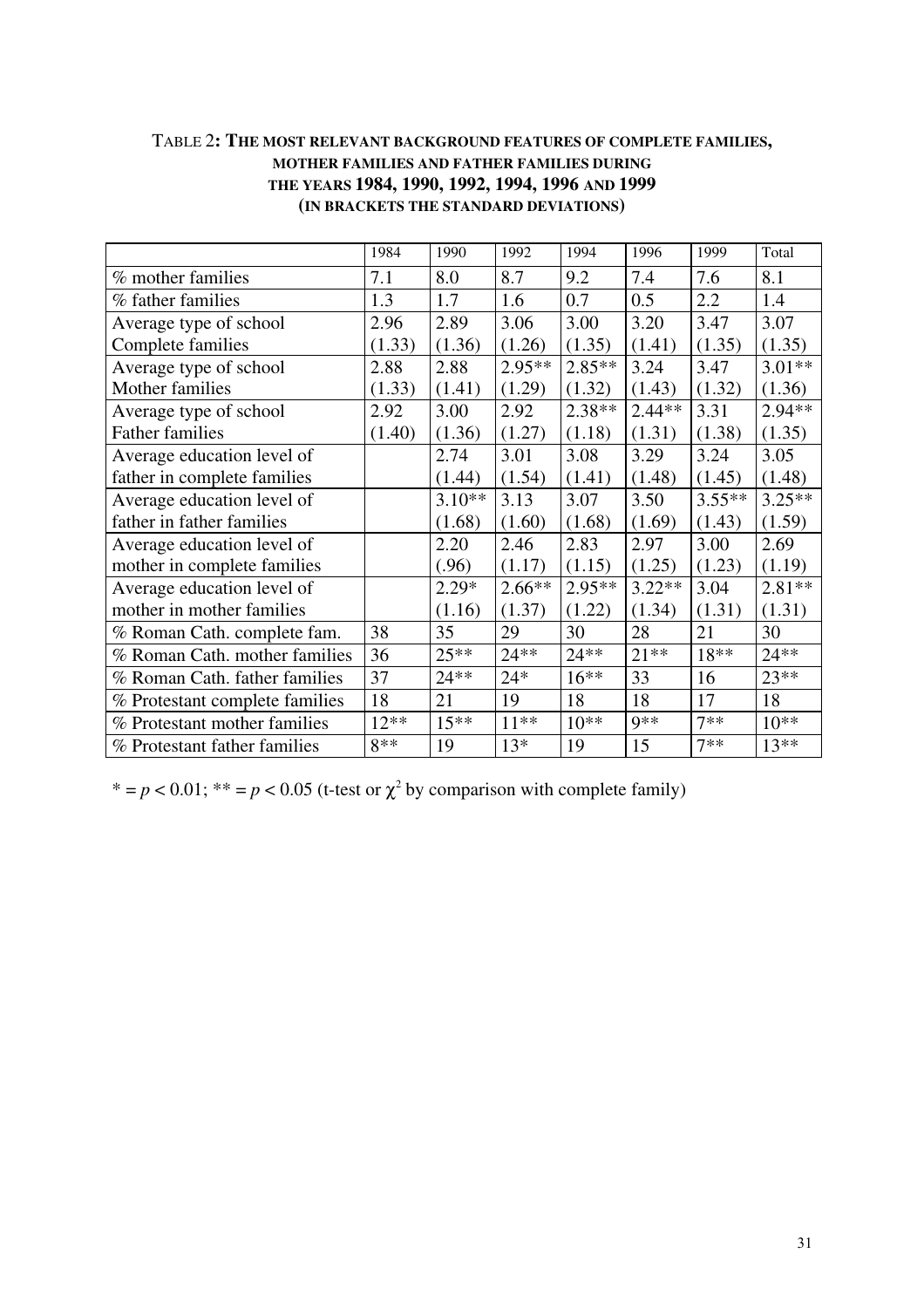TABLE 2: **THE MOST RELEVANT BACKGROUND FEATURES OF COMPLETE FAMILIES, MOTHER FAMILIES AND FATHER FAMILIES DURING THE YEARS 1984, 1990, 1992, 1994, 1996 AND 1999 (IN BRACKETS THE STANDARD DEVIATIONS)**

| | 1984 | 1990 | 1992 | 1994 | 1996 | 1999 | Total |
|---|---|---|---|---|---|---|---|
| % mother families | 7.1 | 8.0 | 8.7 | 9.2 | 7.4 | 7.6 | 8.1 |
| % father families | 1.3 | 1.7 | 1.6 | 0.7 | 0.5 | 2.2 | 1.4 |
| Average type of school Complete families | 2.96 (1.33) | 2.89 (1.36) | 3.06 (1.26) | 3.00 (1.35) | 3.20 (1.41) | 3.47 (1.35) | 3.07 (1.35) |
| Average type of school Mother families | 2.88 (1.33) | 2.88 (1.41) | 2.95** (1.29) | 2.85** (1.32) | 3.24 (1.43) | 3.47 (1.32) | 3.01** (1.36) |
| Average type of school Father families | 2.92 (1.40) | 3.00 (1.36) | 2.92 (1.27) | 2.38** (1.18) | 2.44** (1.31) | 3.31 (1.38) | 2.94** (1.35) |
| Average education level of father in complete families | | 2.74 (1.44) | 3.01 (1.54) | 3.08 (1.41) | 3.29 (1.48) | 3.24 (1.45) | 3.05 (1.48) |
| Average education level of father in father families | | 3.10** (1.68) | 3.13 (1.60) | 3.07 (1.68) | 3.50 (1.69) | 3.55** (1.43) | 3.25** (1.59) |
| Average education level of mother in complete families | | 2.20 (.96) | 2.46 (1.17) | 2.83 (1.15) | 2.97 (1.25) | 3.00 (1.23) | 2.69 (1.19) |
| Average education level of mother in mother families | | 2.29* (1.16) | 2.66** (1.37) | 2.95** (1.22) | 3.22** (1.34) | 3.04 (1.31) | 2.81** (1.31) |
| % Roman Cath. complete fam. | 38 | 35 | 29 | 30 | 28 | 21 | 30 |
| % Roman Cath. mother families | 36 | 25** | 24** | 24** | 21** | 18** | 24** |
| % Roman Cath. father families | 37 | 24** | 24* | 16** | 33 | 16 | 23** |
| % Protestant complete families | 18 | 21 | 19 | 18 | 18 | 17 | 18 |
| % Protestant mother families | 12** | 15** | 11** | 10** | 9** | 7** | 10** |
| % Protestant father families | 8** | 19 | 13* | 19 | 15 | 7** | 13** |

* = $p < 0.01$; ** = $p < 0.05$ (t-test or $\chi^2$ by comparison with complete family)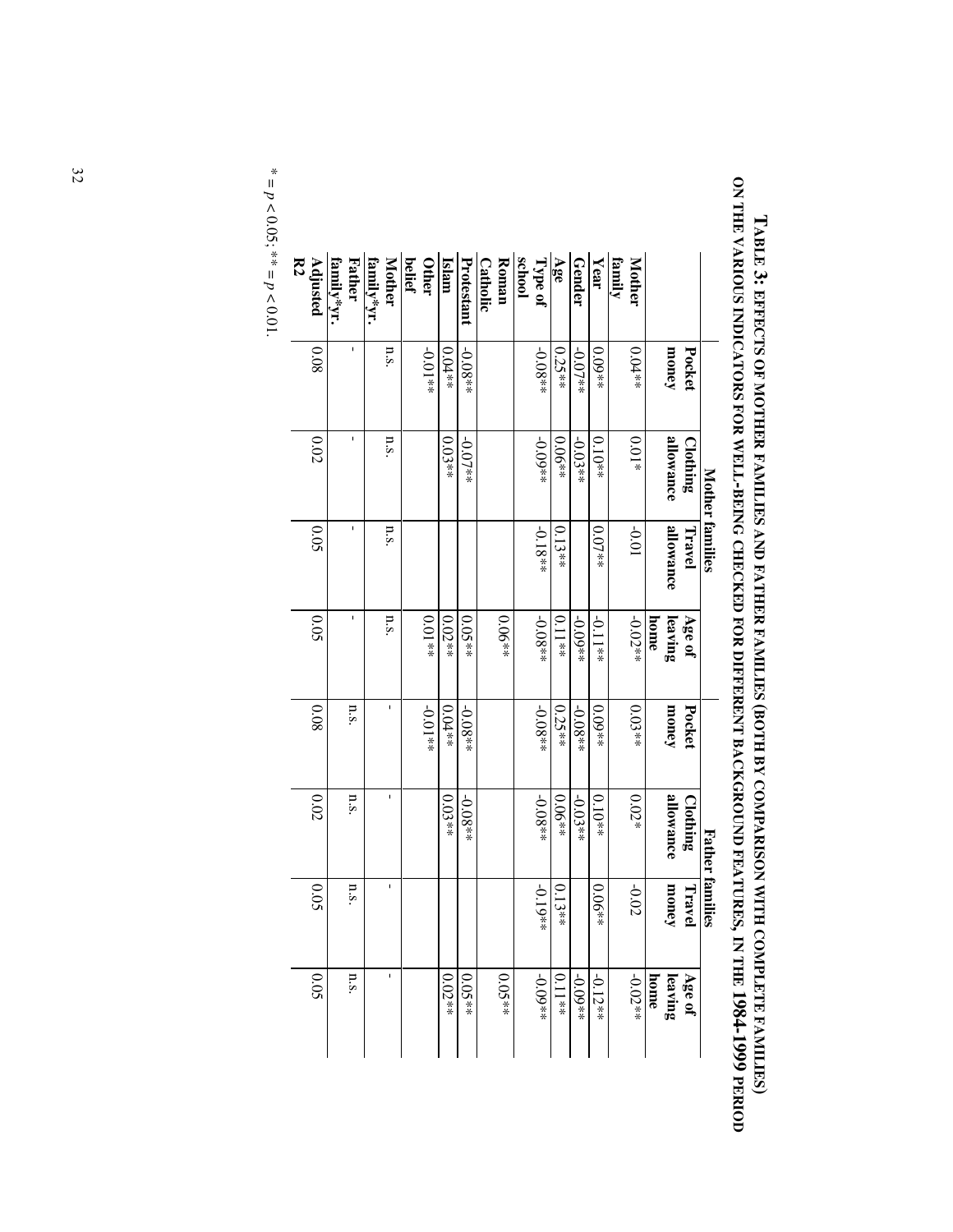# Table 3: Effects of mother families and father families (both by comparison with complete families) on the various indicators for well-being checked for different background features, in the 1984-1999 period

| | Mother families | | | | Father families | | | |
|---|---|---|---|---|---|---|---|---|
| | **Pocket money** | **Clothing allowance** | **Travel allowance** | **Age of leaving home** | **Pocket money** | **Clothing allowance** | **Travel money** | **Age of leaving home** |
| **Mother family** | 0.04** | 0.01* | -0.01 | -0.02** | 0.03** | 0.02* | -0.02 | -0.02** |
| **Year** | 0.09** | 0.10** | 0.07** | -0.11** | 0.09** | 0.10** | 0.06** | -0.12** |
| **Gender** | -0.07** | -0.03** | | -0.09** | -0.08** | -0.03** | | -0.09** |
| **Age** | 0.25** | 0.06** | 0.13** | 0.11** | 0.25** | 0.06** | 0.13** | 0.11 ** |
| **Type of school** | -0.08** | -0.09** | -0.18** | -0.08** | -0.08** | -0.08** | -0.19** | -0.09** |
| **Roman Catholic** | | | | 0.06** | | | | 0.05** |
| **Protestant** | -0.08** | -0.07** | | 0.05** | -0.08** | -0.08** | | 0.05** |
| **Islam** | 0.04** | 0.03** | | 0.02** | 0.04** | 0.03** | | 0.02** |
| **Other belief** | -0.01** | | | 0.01** | -0.01** | | | |
| **Mother family*yr.** | n.s. | n.s. | n.s. | n.s. | - | - | - | - |
| **Father family*yr.** | - | - | - | - | n.s. | n.s. | n.s. | n.s. |
| **Adjusted R2** | 0.08 | 0.02 | 0.05 | 0.05 | 0.08 | 0.02 | 0.05 | 0.05 |

\* = $p < 0.05$; \*\* = $p < 0.01$.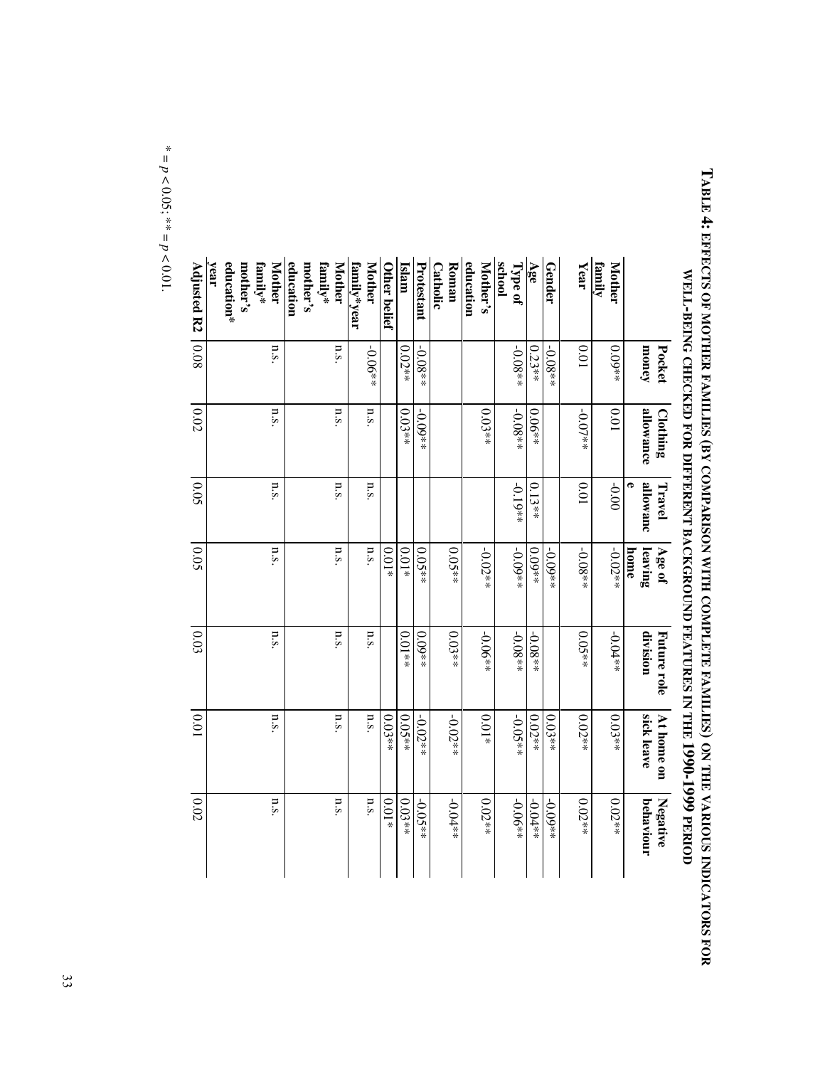**TABLE 4: EFFECTS OF MOTHER FAMILIES (BY COMPARISON WITH COMPLETE FAMILIES) ON THE VARIOUS INDICATORS FOR WELL-BEING CHECKED FOR DIFFERENT BACKGROUND FEATURES IN THE 1990-1999 PERIOD**

| | Pocket money | Clothing allowance | Travel allowance | Age of leaving home | Future role division | At home on sick leave | Negative behaviour |
|---|---|---|---|---|---|---|---|
| **Mother family** | 0.09** | 0.01 | -0.00 | -0.02** | -0.04** | 0.03** | 0.02** |
| **Year** | 0.01 | -0.07** | 0.01 | -0.08** | 0.05** | 0.02** | 0.02** |
| **Gender** | -0.08** | | | -0.09** | | 0.03** | -0.09** |
| **Age** | 0.23** | 0.06** | 0.13** | 0.09** | -0.08** | 0.02** | -0.04** |
| **Type of school** | -0.08** | -0.08** | -0.19** | -0.09** | -0.08** | -0.05** | -0.06** |
| **Mother's education** | | 0.03** | | -0.02** | -0.06** | 0.01* | 0.02** |
| **Roman Catholic** | | | | 0.05** | 0.03** | -0.02** | -0.04** |
| **Protestant** | -0.08** | -0.09** | | 0.05** | 0.09** | -0.02** | -0.05** |
| **Islam** | 0.02** | 0.03** | | 0.01* | 0.01** | 0.05** | 0.03** |
| **Other belief** | | | | 0.01* | | 0.03** | 0.01* |
| **Mother family*year** | -0.06** | n.s. | n.s. | n.s. | n.s. | n.s. | n.s. |
| **Mother family*mother's education** | n.s. | n.s. | n.s. | n.s. | n.s. | n.s. | n.s. |
| **Mother family*mother's education*year** | n.s. | n.s. | n.s. | n.s. | n.s. | n.s. | n.s. |
| **Adjusted R2** | 0.08 | 0.02 | 0.05 | 0.05 | 0.03 | 0.01 | 0.02 |

* = $p < 0.05$; ** = $p < 0.01$.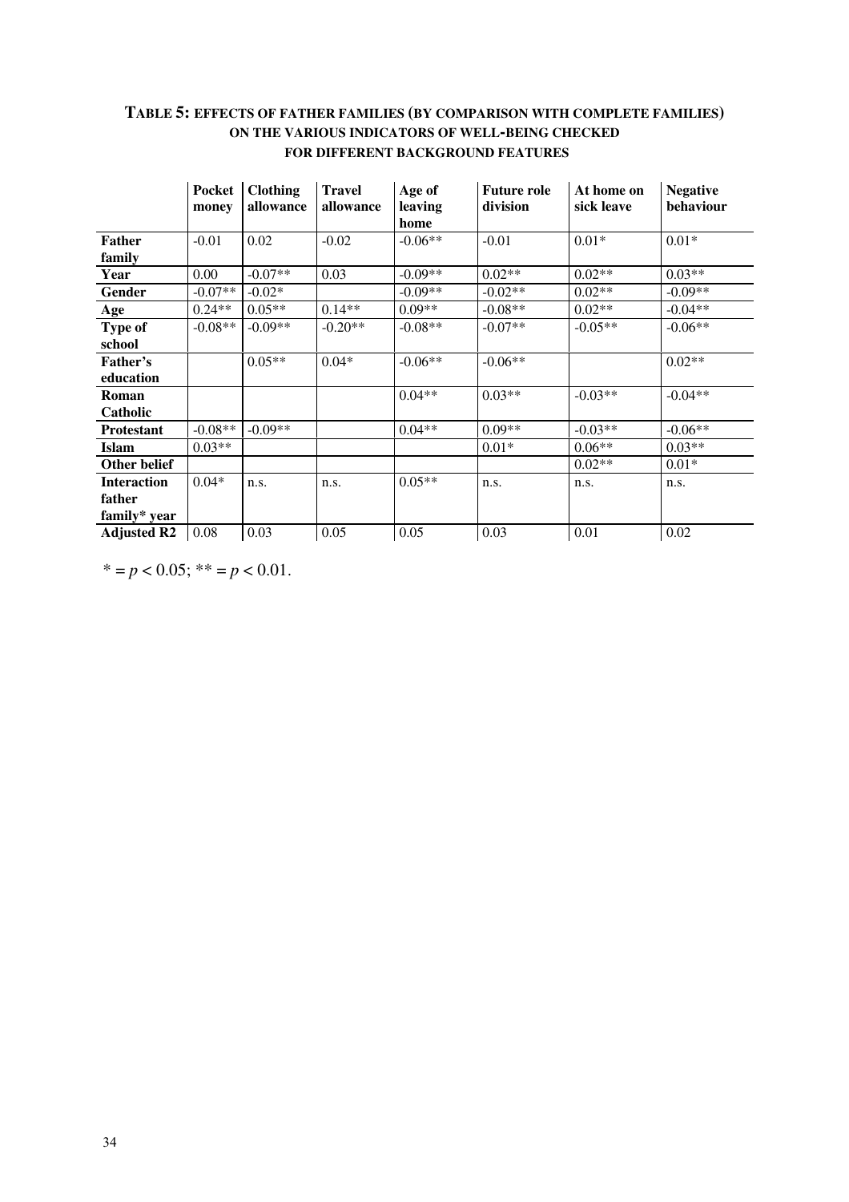**TABLE 5: EFFECTS OF FATHER FAMILIES (BY COMPARISON WITH COMPLETE FAMILIES) ON THE VARIOUS INDICATORS OF WELL-BEING CHECKED FOR DIFFERENT BACKGROUND FEATURES**

| | Pocket money | Clothing allowance | Travel allowance | Age of leaving home | Future role division | At home on sick leave | Negative behaviour |
|---|---|---|---|---|---|---|---|
| **Father family** | -0.01 | 0.02 | -0.02 | -0.06** | -0.01 | 0.01* | 0.01* |
| **Year** | 0.00 | -0.07** | 0.03 | -0.09** | 0.02** | 0.02** | 0.03** |
| **Gender** | -0.07** | -0.02* | | -0.09** | -0.02** | 0.02** | -0.09** |
| **Age** | 0.24** | 0.05** | 0.14** | 0.09** | -0.08** | 0.02** | -0.04** |
| **Type of school** | -0.08** | -0.09** | -0.20** | -0.08** | -0.07** | -0.05** | -0.06** |
| **Father's education** | | 0.05** | 0.04* | -0.06** | -0.06** | | 0.02** |
| **Roman Catholic** | | | | 0.04** | 0.03** | -0.03** | -0.04** |
| **Protestant** | -0.08** | -0.09** | | 0.04** | 0.09** | -0.03** | -0.06** |
| **Islam** | 0.03** | | | | 0.01* | 0.06** | 0.03** |
| **Other belief** | | | | | | 0.02** | 0.01* |
| **Interaction father family* year** | 0.04* | n.s. | n.s. | 0.05** | n.s. | n.s. | n.s. |
| **Adjusted R2** | 0.08 | 0.03 | 0.05 | 0.05 | 0.03 | 0.01 | 0.02 |

* = $p < 0.05$; ** = $p < 0.01$.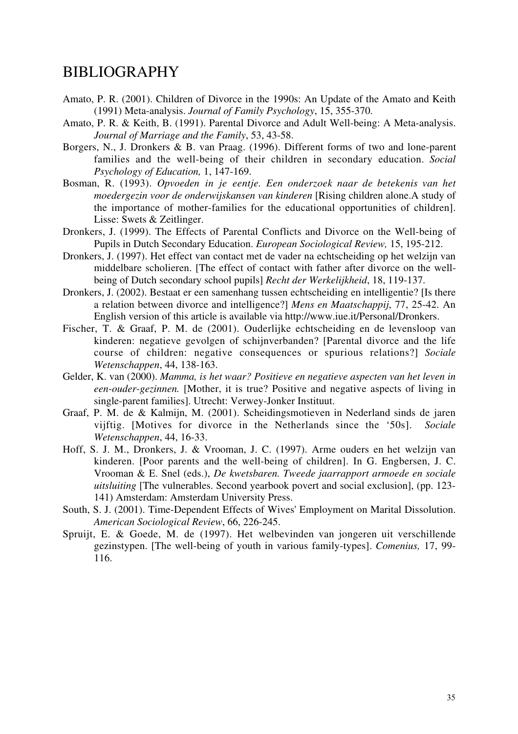# BIBLIOGRAPHY

Amato, P. R. (2001). Children of Divorce in the 1990s: An Update of the Amato and Keith (1991) Meta-analysis. *Journal of Family Psychology*, 15, 355-370.

Amato, P. R. & Keith, B. (1991). Parental Divorce and Adult Well-being: A Meta-analysis. *Journal of Marriage and the Family*, 53, 43-58.

Borgers, N., J. Dronkers & B. van Praag. (1996). Different forms of two and lone-parent families and the well-being of their children in secondary education. *Social Psychology of Education,* 1, 147-169.

Bosman, R. (1993). *Opvoeden in je eentje. Een onderzoek naar de betekenis van het moedergezin voor de onderwijskansen van kinderen* [Rising children alone.A study of the importance of mother-families for the educational opportunities of children]. Lisse: Swets & Zeitlinger.

Dronkers, J. (1999). The Effects of Parental Conflicts and Divorce on the Well-being of Pupils in Dutch Secondary Education. *European Sociological Review,* 15, 195-212.

Dronkers, J. (1997). Het effect van contact met de vader na echtscheiding op het welzijn van middelbare scholieren. [The effect of contact with father after divorce on the well-being of Dutch secondary school pupils] *Recht der Werkelijkheid*, 18, 119-137.

Dronkers, J. (2002). Bestaat er een samenhang tussen echtscheiding en intelligentie? [Is there a relation between divorce and intelligence?] *Mens en Maatschappij*, 77, 25-42. An English version of this article is available via http://www.iue.it/Personal/Dronkers.

Fischer, T. & Graaf, P. M. de (2001). Ouderlijke echtscheiding en de levensloop van kinderen: negatieve gevolgen of schijnverbanden? [Parental divorce and the life course of children: negative consequences or spurious relations?] *Sociale Wetenschappen*, 44, 138-163.

Gelder, K. van (2000). *Mamma, is het waar? Positieve en negatieve aspecten van het leven in een-ouder-gezinnen.* [Mother, it is true? Positive and negative aspects of living in single-parent families]. Utrecht: Verwey-Jonker Instituut.

Graaf, P. M. de & Kalmijn, M. (2001). Scheidingsmotieven in Nederland sinds de jaren vijftig. [Motives for divorce in the Netherlands since the '50s]. *Sociale Wetenschappen*, 44, 16-33.

Hoff, S. J. M., Dronkers, J. & Vrooman, J. C. (1997). Arme ouders en het welzijn van kinderen. [Poor parents and the well-being of children]. In G. Engbersen, J. C. Vrooman & E. Snel (eds.), *De kwetsbaren. Tweede jaarrapport armoede en sociale uitsluiting* [The vulnerables. Second yearbook povert and social exclusion], (pp. 123-141) Amsterdam: Amsterdam University Press.

South, S. J. (2001). Time-Dependent Effects of Wives' Employment on Marital Dissolution. *American Sociological Review*, 66, 226-245.

Spruijt, E. & Goede, M. de (1997). Het welbevinden van jongeren uit verschillende gezinstypen. [The well-being of youth in various family-types]. *Comenius,* 17, 99-116.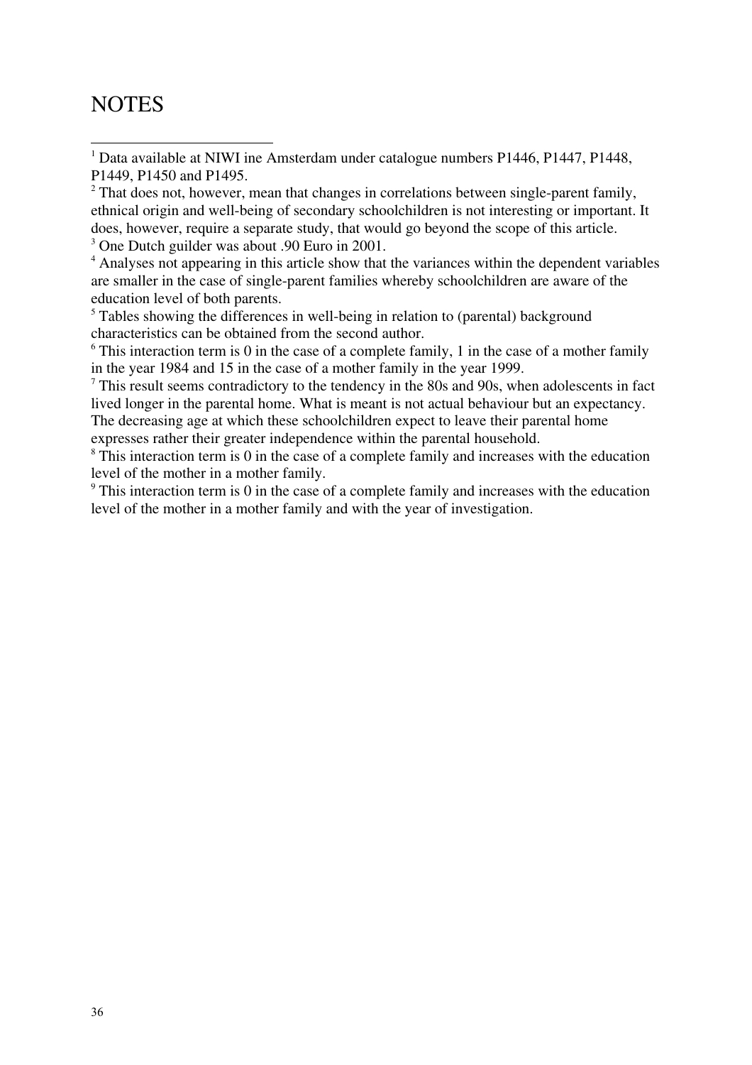# NOTES

[1] Data available at NIWI ine Amsterdam under catalogue numbers P1446, P1447, P1448, P1449, P1450 and P1495.

[2] That does not, however, mean that changes in correlations between single-parent family, ethnical origin and well-being of secondary schoolchildren is not interesting or important. It does, however, require a separate study, that would go beyond the scope of this article.

[3] One Dutch guilder was about .90 Euro in 2001.

[4] Analyses not appearing in this article show that the variances within the dependent variables are smaller in the case of single-parent families whereby schoolchildren are aware of the education level of both parents.

[5] Tables showing the differences in well-being in relation to (parental) background characteristics can be obtained from the second author.

[6] This interaction term is 0 in the case of a complete family, 1 in the case of a mother family in the year 1984 and 15 in the case of a mother family in the year 1999.

[7] This result seems contradictory to the tendency in the 80s and 90s, when adolescents in fact lived longer in the parental home. What is meant is not actual behaviour but an expectancy. The decreasing age at which these schoolchildren expect to leave their parental home expresses rather their greater independence within the parental household.

[8] This interaction term is 0 in the case of a complete family and increases with the education level of the mother in a mother family.

[9] This interaction term is 0 in the case of a complete family and increases with the education level of the mother in a mother family and with the year of investigation.